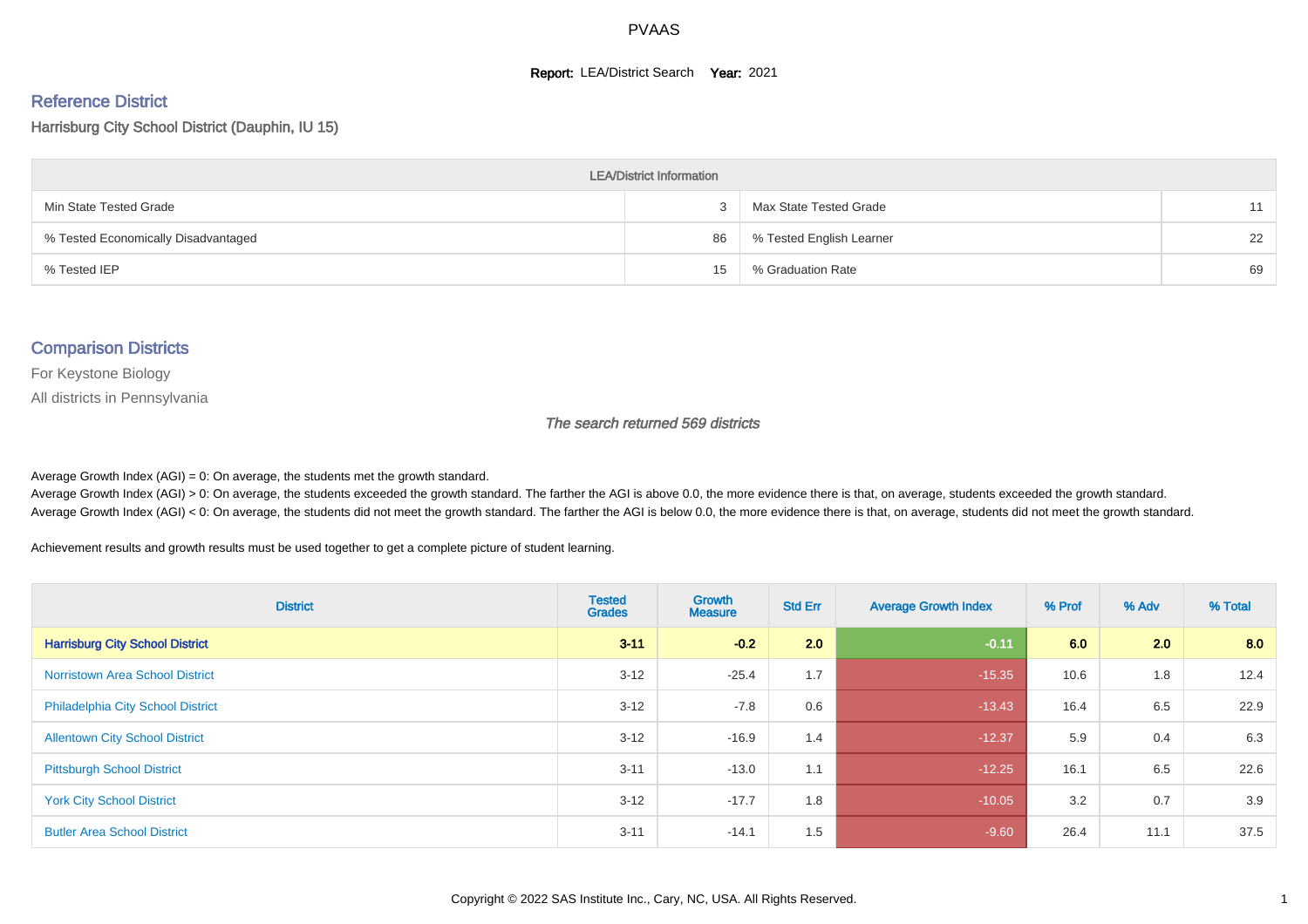# PVAAS

**Report:** LEA/District Search **Year:** 2021

## Reference District

Harrisburg City School District (Dauphin, IU 15)

| LEA/District Information | | | |
|---|---|---|---|
| Min State Tested Grade | 3 | Max State Tested Grade | 11 |
| % Tested Economically Disadvantaged | 86 | % Tested English Learner | 22 |
| % Tested IEP | 15 | % Graduation Rate | 69 |

## Comparison Districts

For Keystone Biology

All districts in Pennsylvania

*The search returned 569 districts*

Average Growth Index (AGI) = 0: On average, the students met the growth standard.

Average Growth Index (AGI) > 0: On average, the students exceeded the growth standard. The farther the AGI is above 0.0, the more evidence there is that, on average, students exceeded the growth standard.

Average Growth Index (AGI) < 0: On average, the students did not meet the growth standard. The farther the AGI is below 0.0, the more evidence there is that, on average, students did not meet the growth standard.

Achievement results and growth results must be used together to get a complete picture of student learning.

| District | Tested Grades | Growth Measure | Std Err | Average Growth Index | % Prof | % Adv | % Total |
|---|---|---|---|---|---|---|---|
| **Harrisburg City School District** | **3-11** | **-0.2** | **2.0** | **-0.11** | **6.0** | **2.0** | **8.0** |
| Norristown Area School District | 3-12 | -25.4 | 1.7 | -15.35 | 10.6 | 1.8 | 12.4 |
| Philadelphia City School District | 3-12 | -7.8 | 0.6 | -13.43 | 16.4 | 6.5 | 22.9 |
| Allentown City School District | 3-12 | -16.9 | 1.4 | -12.37 | 5.9 | 0.4 | 6.3 |
| Pittsburgh School District | 3-11 | -13.0 | 1.1 | -12.25 | 16.1 | 6.5 | 22.6 |
| York City School District | 3-12 | -17.7 | 1.8 | -10.05 | 3.2 | 0.7 | 3.9 |
| Butler Area School District | 3-11 | -14.1 | 1.5 | -9.60 | 26.4 | 11.1 | 37.5 |

Copyright © 2022 SAS Institute Inc., Cary, NC, USA. All Rights Reserved.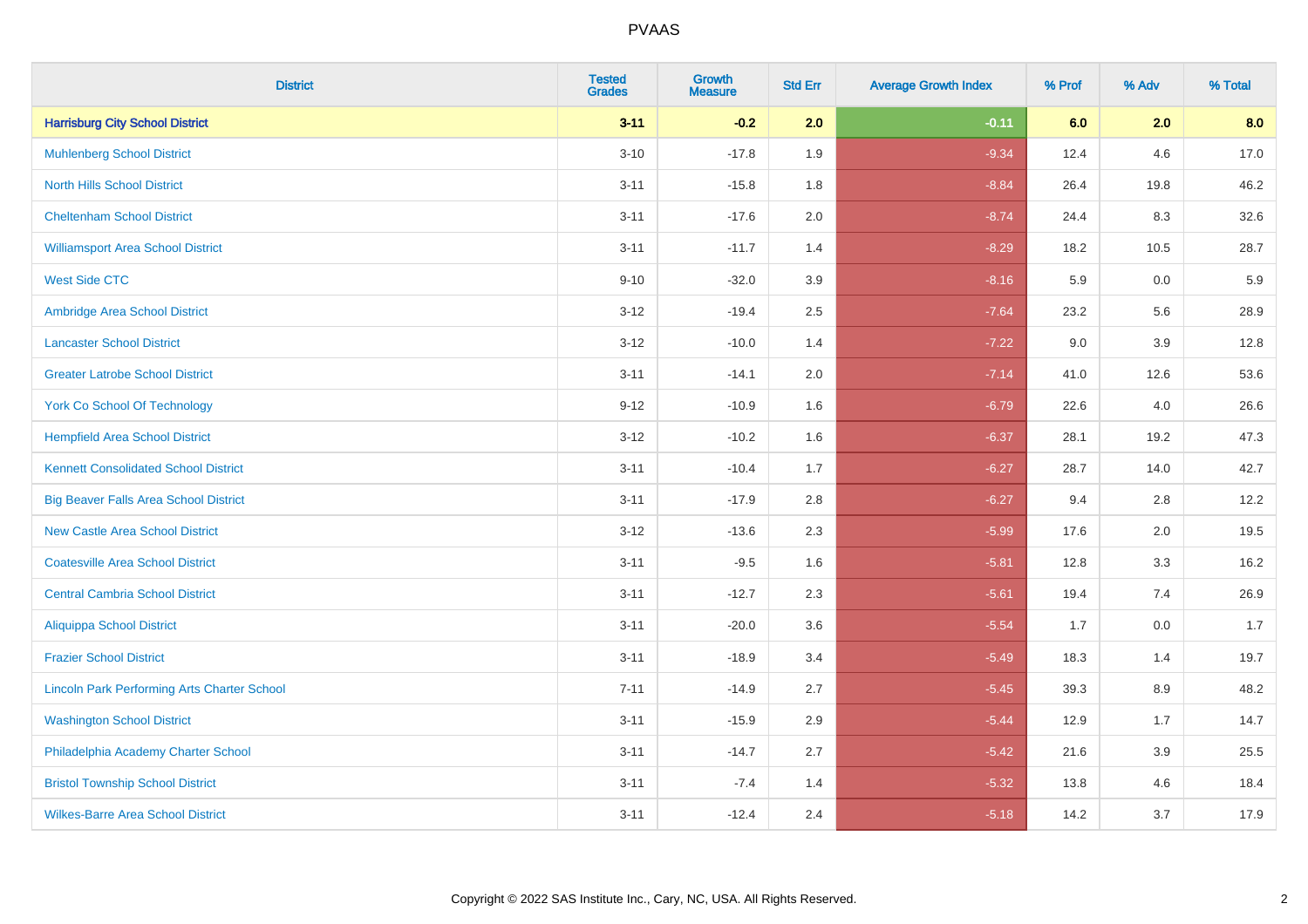| District | Tested Grades | Growth Measure | Std Err | Average Growth Index | % Prof | % Adv | % Total |
|---|---|---|---|---|---|---|---|
| **Harrisburg City School District** | **3-11** | **-0.2** | **2.0** | **-0.11** | **6.0** | **2.0** | **8.0** |
| Muhlenberg School District | 3-10 | -17.8 | 1.9 | -9.34 | 12.4 | 4.6 | 17.0 |
| North Hills School District | 3-11 | -15.8 | 1.8 | -8.84 | 26.4 | 19.8 | 46.2 |
| Cheltenham School District | 3-11 | -17.6 | 2.0 | -8.74 | 24.4 | 8.3 | 32.6 |
| Williamsport Area School District | 3-11 | -11.7 | 1.4 | -8.29 | 18.2 | 10.5 | 28.7 |
| West Side CTC | 9-10 | -32.0 | 3.9 | -8.16 | 5.9 | 0.0 | 5.9 |
| Ambridge Area School District | 3-12 | -19.4 | 2.5 | -7.64 | 23.2 | 5.6 | 28.9 |
| Lancaster School District | 3-12 | -10.0 | 1.4 | -7.22 | 9.0 | 3.9 | 12.8 |
| Greater Latrobe School District | 3-11 | -14.1 | 2.0 | -7.14 | 41.0 | 12.6 | 53.6 |
| York Co School Of Technology | 9-12 | -10.9 | 1.6 | -6.79 | 22.6 | 4.0 | 26.6 |
| Hempfield Area School District | 3-12 | -10.2 | 1.6 | -6.37 | 28.1 | 19.2 | 47.3 |
| Kennett Consolidated School District | 3-11 | -10.4 | 1.7 | -6.27 | 28.7 | 14.0 | 42.7 |
| Big Beaver Falls Area School District | 3-11 | -17.9 | 2.8 | -6.27 | 9.4 | 2.8 | 12.2 |
| New Castle Area School District | 3-12 | -13.6 | 2.3 | -5.99 | 17.6 | 2.0 | 19.5 |
| Coatesville Area School District | 3-11 | -9.5 | 1.6 | -5.81 | 12.8 | 3.3 | 16.2 |
| Central Cambria School District | 3-11 | -12.7 | 2.3 | -5.61 | 19.4 | 7.4 | 26.9 |
| Aliquippa School District | 3-11 | -20.0 | 3.6 | -5.54 | 1.7 | 0.0 | 1.7 |
| Frazier School District | 3-11 | -18.9 | 3.4 | -5.49 | 18.3 | 1.4 | 19.7 |
| Lincoln Park Performing Arts Charter School | 7-11 | -14.9 | 2.7 | -5.45 | 39.3 | 8.9 | 48.2 |
| Washington School District | 3-11 | -15.9 | 2.9 | -5.44 | 12.9 | 1.7 | 14.7 |
| Philadelphia Academy Charter School | 3-11 | -14.7 | 2.7 | -5.42 | 21.6 | 3.9 | 25.5 |
| Bristol Township School District | 3-11 | -7.4 | 1.4 | -5.32 | 13.8 | 4.6 | 18.4 |
| Wilkes-Barre Area School District | 3-11 | -12.4 | 2.4 | -5.18 | 14.2 | 3.7 | 17.9 |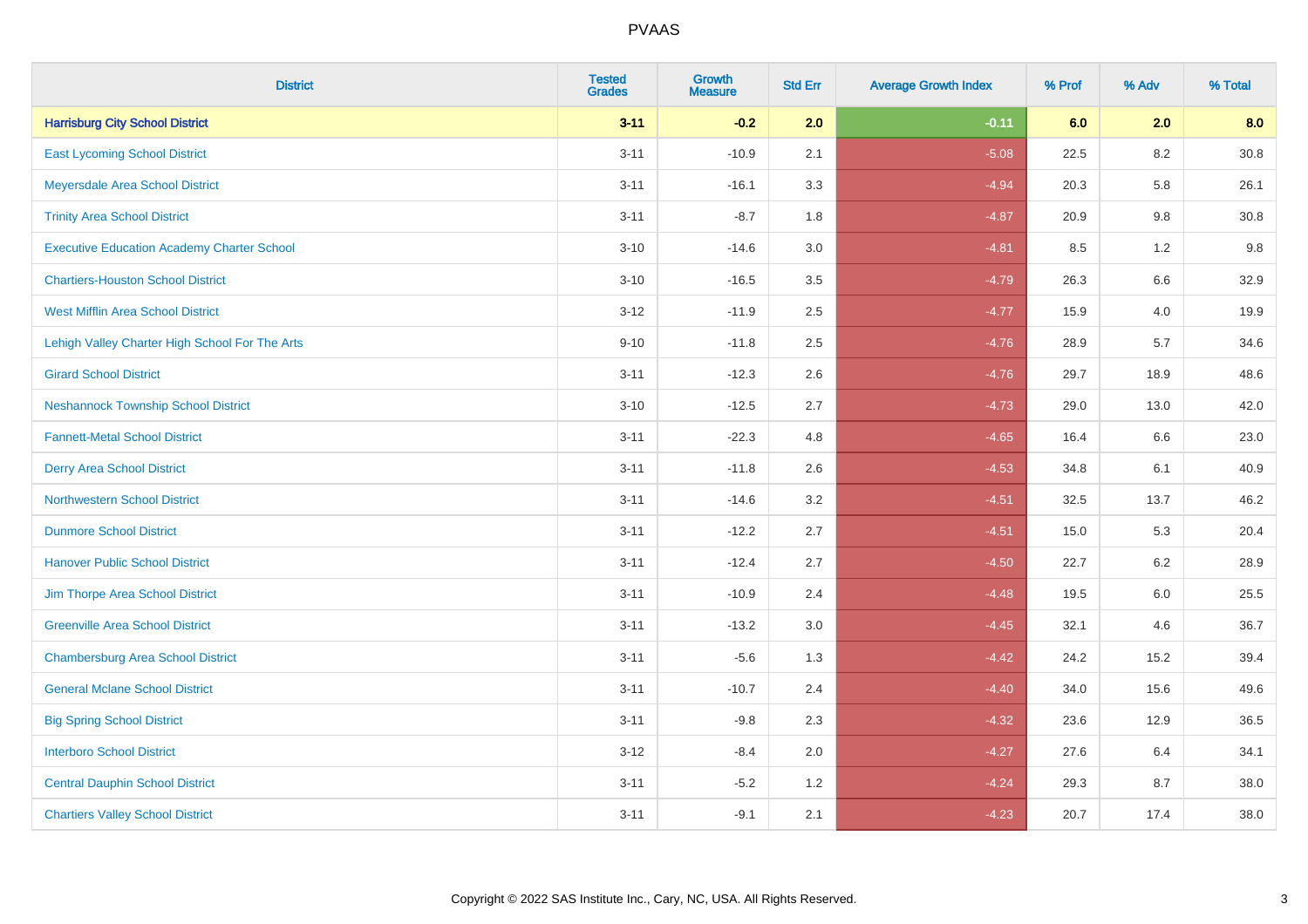PVAAS

| District | Tested Grades | Growth Measure | Std Err | Average Growth Index | % Prof | % Adv | % Total |
|---|---|---|---|---|---|---|---|
| **Harrisburg City School District** | **3-11** | **-0.2** | **2.0** | **-0.11** | **6.0** | **2.0** | **8.0** |
| East Lycoming School District | 3-11 | -10.9 | 2.1 | -5.08 | 22.5 | 8.2 | 30.8 |
| Meyersdale Area School District | 3-11 | -16.1 | 3.3 | -4.94 | 20.3 | 5.8 | 26.1 |
| Trinity Area School District | 3-11 | -8.7 | 1.8 | -4.87 | 20.9 | 9.8 | 30.8 |
| Executive Education Academy Charter School | 3-10 | -14.6 | 3.0 | -4.81 | 8.5 | 1.2 | 9.8 |
| Chartiers-Houston School District | 3-10 | -16.5 | 3.5 | -4.79 | 26.3 | 6.6 | 32.9 |
| West Mifflin Area School District | 3-12 | -11.9 | 2.5 | -4.77 | 15.9 | 4.0 | 19.9 |
| Lehigh Valley Charter High School For The Arts | 9-10 | -11.8 | 2.5 | -4.76 | 28.9 | 5.7 | 34.6 |
| Girard School District | 3-11 | -12.3 | 2.6 | -4.76 | 29.7 | 18.9 | 48.6 |
| Neshannock Township School District | 3-10 | -12.5 | 2.7 | -4.73 | 29.0 | 13.0 | 42.0 |
| Fannett-Metal School District | 3-11 | -22.3 | 4.8 | -4.65 | 16.4 | 6.6 | 23.0 |
| Derry Area School District | 3-11 | -11.8 | 2.6 | -4.53 | 34.8 | 6.1 | 40.9 |
| Northwestern School District | 3-11 | -14.6 | 3.2 | -4.51 | 32.5 | 13.7 | 46.2 |
| Dunmore School District | 3-11 | -12.2 | 2.7 | -4.51 | 15.0 | 5.3 | 20.4 |
| Hanover Public School District | 3-11 | -12.4 | 2.7 | -4.50 | 22.7 | 6.2 | 28.9 |
| Jim Thorpe Area School District | 3-11 | -10.9 | 2.4 | -4.48 | 19.5 | 6.0 | 25.5 |
| Greenville Area School District | 3-11 | -13.2 | 3.0 | -4.45 | 32.1 | 4.6 | 36.7 |
| Chambersburg Area School District | 3-11 | -5.6 | 1.3 | -4.42 | 24.2 | 15.2 | 39.4 |
| General Mclane School District | 3-11 | -10.7 | 2.4 | -4.40 | 34.0 | 15.6 | 49.6 |
| Big Spring School District | 3-11 | -9.8 | 2.3 | -4.32 | 23.6 | 12.9 | 36.5 |
| Interboro School District | 3-12 | -8.4 | 2.0 | -4.27 | 27.6 | 6.4 | 34.1 |
| Central Dauphin School District | 3-11 | -5.2 | 1.2 | -4.24 | 29.3 | 8.7 | 38.0 |
| Chartiers Valley School District | 3-11 | -9.1 | 2.1 | -4.23 | 20.7 | 17.4 | 38.0 |

Copyright © 2022 SAS Institute Inc., Cary, NC, USA. All Rights Reserved.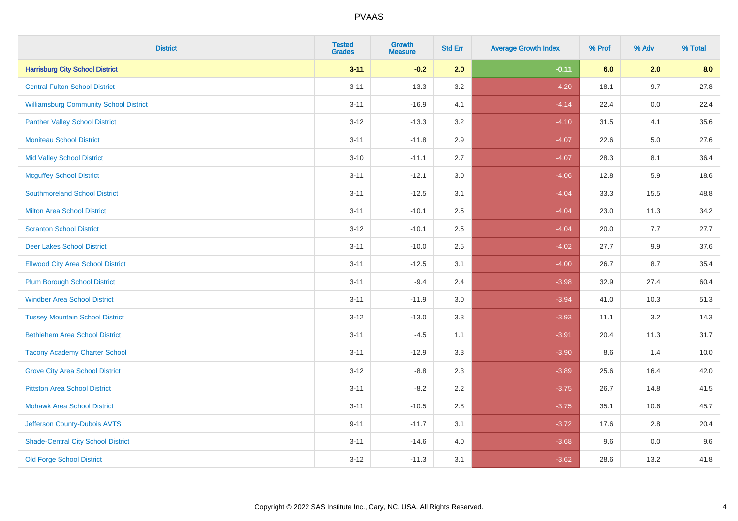| District | Tested Grades | Growth Measure | Std Err | Average Growth Index | % Prof | % Adv | % Total |
|---|---|---|---|---|---|---|---|
| **Harrisburg City School District** | **3-11** | **-0.2** | **2.0** | **-0.11** | **6.0** | **2.0** | **8.0** |
| Central Fulton School District | 3-11 | -13.3 | 3.2 | -4.20 | 18.1 | 9.7 | 27.8 |
| Williamsburg Community School District | 3-11 | -16.9 | 4.1 | -4.14 | 22.4 | 0.0 | 22.4 |
| Panther Valley School District | 3-12 | -13.3 | 3.2 | -4.10 | 31.5 | 4.1 | 35.6 |
| Moniteau School District | 3-11 | -11.8 | 2.9 | -4.07 | 22.6 | 5.0 | 27.6 |
| Mid Valley School District | 3-10 | -11.1 | 2.7 | -4.07 | 28.3 | 8.1 | 36.4 |
| Mcguffey School District | 3-11 | -12.1 | 3.0 | -4.06 | 12.8 | 5.9 | 18.6 |
| Southmoreland School District | 3-11 | -12.5 | 3.1 | -4.04 | 33.3 | 15.5 | 48.8 |
| Milton Area School District | 3-11 | -10.1 | 2.5 | -4.04 | 23.0 | 11.3 | 34.2 |
| Scranton School District | 3-12 | -10.1 | 2.5 | -4.04 | 20.0 | 7.7 | 27.7 |
| Deer Lakes School District | 3-11 | -10.0 | 2.5 | -4.02 | 27.7 | 9.9 | 37.6 |
| Ellwood City Area School District | 3-11 | -12.5 | 3.1 | -4.00 | 26.7 | 8.7 | 35.4 |
| Plum Borough School District | 3-11 | -9.4 | 2.4 | -3.98 | 32.9 | 27.4 | 60.4 |
| Windber Area School District | 3-11 | -11.9 | 3.0 | -3.94 | 41.0 | 10.3 | 51.3 |
| Tussey Mountain School District | 3-12 | -13.0 | 3.3 | -3.93 | 11.1 | 3.2 | 14.3 |
| Bethlehem Area School District | 3-11 | -4.5 | 1.1 | -3.91 | 20.4 | 11.3 | 31.7 |
| Tacony Academy Charter School | 3-11 | -12.9 | 3.3 | -3.90 | 8.6 | 1.4 | 10.0 |
| Grove City Area School District | 3-12 | -8.8 | 2.3 | -3.89 | 25.6 | 16.4 | 42.0 |
| Pittston Area School District | 3-11 | -8.2 | 2.2 | -3.75 | 26.7 | 14.8 | 41.5 |
| Mohawk Area School District | 3-11 | -10.5 | 2.8 | -3.75 | 35.1 | 10.6 | 45.7 |
| Jefferson County-Dubois AVTS | 9-11 | -11.7 | 3.1 | -3.72 | 17.6 | 2.8 | 20.4 |
| Shade-Central City School District | 3-11 | -14.6 | 4.0 | -3.68 | 9.6 | 0.0 | 9.6 |
| Old Forge School District | 3-12 | -11.3 | 3.1 | -3.62 | 28.6 | 13.2 | 41.8 |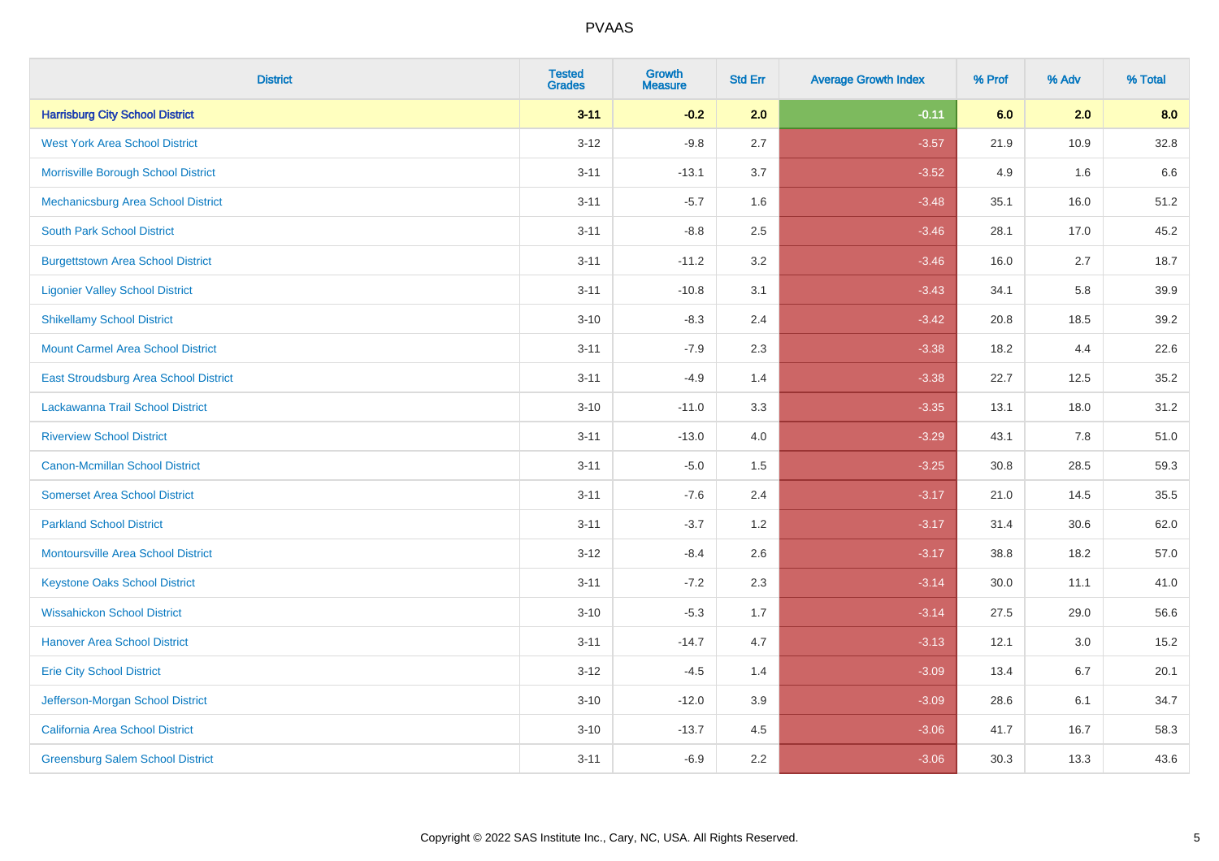# PVAAS

| District | Tested Grades | Growth Measure | Std Err | Average Growth Index | % Prof | % Adv | % Total |
|---|---|---|---|---|---|---|---|
| **Harrisburg City School District** | **3-11** | **-0.2** | **2.0** | **-0.11** | **6.0** | **2.0** | **8.0** |
| West York Area School District | 3-12 | -9.8 | 2.7 | -3.57 | 21.9 | 10.9 | 32.8 |
| Morrisville Borough School District | 3-11 | -13.1 | 3.7 | -3.52 | 4.9 | 1.6 | 6.6 |
| Mechanicsburg Area School District | 3-11 | -5.7 | 1.6 | -3.48 | 35.1 | 16.0 | 51.2 |
| South Park School District | 3-11 | -8.8 | 2.5 | -3.46 | 28.1 | 17.0 | 45.2 |
| Burgettstown Area School District | 3-11 | -11.2 | 3.2 | -3.46 | 16.0 | 2.7 | 18.7 |
| Ligonier Valley School District | 3-11 | -10.8 | 3.1 | -3.43 | 34.1 | 5.8 | 39.9 |
| Shikellamy School District | 3-10 | -8.3 | 2.4 | -3.42 | 20.8 | 18.5 | 39.2 |
| Mount Carmel Area School District | 3-11 | -7.9 | 2.3 | -3.38 | 18.2 | 4.4 | 22.6 |
| East Stroudsburg Area School District | 3-11 | -4.9 | 1.4 | -3.38 | 22.7 | 12.5 | 35.2 |
| Lackawanna Trail School District | 3-10 | -11.0 | 3.3 | -3.35 | 13.1 | 18.0 | 31.2 |
| Riverview School District | 3-11 | -13.0 | 4.0 | -3.29 | 43.1 | 7.8 | 51.0 |
| Canon-Mcmillan School District | 3-11 | -5.0 | 1.5 | -3.25 | 30.8 | 28.5 | 59.3 |
| Somerset Area School District | 3-11 | -7.6 | 2.4 | -3.17 | 21.0 | 14.5 | 35.5 |
| Parkland School District | 3-11 | -3.7 | 1.2 | -3.17 | 31.4 | 30.6 | 62.0 |
| Montoursville Area School District | 3-12 | -8.4 | 2.6 | -3.17 | 38.8 | 18.2 | 57.0 |
| Keystone Oaks School District | 3-11 | -7.2 | 2.3 | -3.14 | 30.0 | 11.1 | 41.0 |
| Wissahickon School District | 3-10 | -5.3 | 1.7 | -3.14 | 27.5 | 29.0 | 56.6 |
| Hanover Area School District | 3-11 | -14.7 | 4.7 | -3.13 | 12.1 | 3.0 | 15.2 |
| Erie City School District | 3-12 | -4.5 | 1.4 | -3.09 | 13.4 | 6.7 | 20.1 |
| Jefferson-Morgan School District | 3-10 | -12.0 | 3.9 | -3.09 | 28.6 | 6.1 | 34.7 |
| California Area School District | 3-10 | -13.7 | 4.5 | -3.06 | 41.7 | 16.7 | 58.3 |
| Greensburg Salem School District | 3-11 | -6.9 | 2.2 | -3.06 | 30.3 | 13.3 | 43.6 |

Copyright © 2022 SAS Institute Inc., Cary, NC, USA. All Rights Reserved.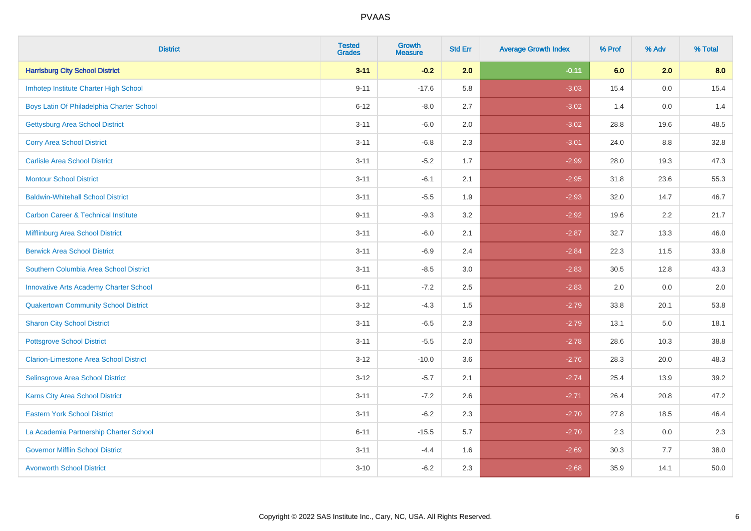PVAAS

| District | Tested Grades | Growth Measure | Std Err | Average Growth Index | % Prof | % Adv | % Total |
|---|---|---|---|---|---|---|---|
| **Harrisburg City School District** | **3-11** | **-0.2** | **2.0** | **-0.11** | **6.0** | **2.0** | **8.0** |
| Imhotep Institute Charter High School | 9-11 | -17.6 | 5.8 | -3.03 | 15.4 | 0.0 | 15.4 |
| Boys Latin Of Philadelphia Charter School | 6-12 | -8.0 | 2.7 | -3.02 | 1.4 | 0.0 | 1.4 |
| Gettysburg Area School District | 3-11 | -6.0 | 2.0 | -3.02 | 28.8 | 19.6 | 48.5 |
| Corry Area School District | 3-11 | -6.8 | 2.3 | -3.01 | 24.0 | 8.8 | 32.8 |
| Carlisle Area School District | 3-11 | -5.2 | 1.7 | -2.99 | 28.0 | 19.3 | 47.3 |
| Montour School District | 3-11 | -6.1 | 2.1 | -2.95 | 31.8 | 23.6 | 55.3 |
| Baldwin-Whitehall School District | 3-11 | -5.5 | 1.9 | -2.93 | 32.0 | 14.7 | 46.7 |
| Carbon Career & Technical Institute | 9-11 | -9.3 | 3.2 | -2.92 | 19.6 | 2.2 | 21.7 |
| Mifflinburg Area School District | 3-11 | -6.0 | 2.1 | -2.87 | 32.7 | 13.3 | 46.0 |
| Berwick Area School District | 3-11 | -6.9 | 2.4 | -2.84 | 22.3 | 11.5 | 33.8 |
| Southern Columbia Area School District | 3-11 | -8.5 | 3.0 | -2.83 | 30.5 | 12.8 | 43.3 |
| Innovative Arts Academy Charter School | 6-11 | -7.2 | 2.5 | -2.83 | 2.0 | 0.0 | 2.0 |
| Quakertown Community School District | 3-12 | -4.3 | 1.5 | -2.79 | 33.8 | 20.1 | 53.8 |
| Sharon City School District | 3-11 | -6.5 | 2.3 | -2.79 | 13.1 | 5.0 | 18.1 |
| Pottsgrove School District | 3-11 | -5.5 | 2.0 | -2.78 | 28.6 | 10.3 | 38.8 |
| Clarion-Limestone Area School District | 3-12 | -10.0 | 3.6 | -2.76 | 28.3 | 20.0 | 48.3 |
| Selinsgrove Area School District | 3-12 | -5.7 | 2.1 | -2.74 | 25.4 | 13.9 | 39.2 |
| Karns City Area School District | 3-11 | -7.2 | 2.6 | -2.71 | 26.4 | 20.8 | 47.2 |
| Eastern York School District | 3-11 | -6.2 | 2.3 | -2.70 | 27.8 | 18.5 | 46.4 |
| La Academia Partnership Charter School | 6-11 | -15.5 | 5.7 | -2.70 | 2.3 | 0.0 | 2.3 |
| Governor Mifflin School District | 3-11 | -4.4 | 1.6 | -2.69 | 30.3 | 7.7 | 38.0 |
| Avonworth School District | 3-10 | -6.2 | 2.3 | -2.68 | 35.9 | 14.1 | 50.0 |

Copyright © 2022 SAS Institute Inc., Cary, NC, USA. All Rights Reserved.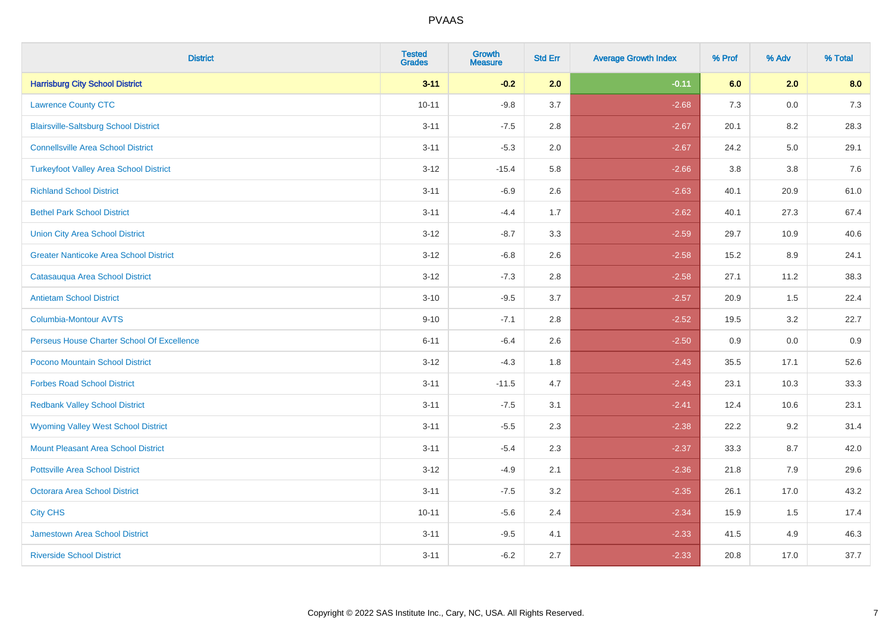| District | Tested Grades | Growth Measure | Std Err | Average Growth Index | % Prof | % Adv | % Total |
|---|---|---|---|---|---|---|---|
| **Harrisburg City School District** | **3-11** | **-0.2** | **2.0** | **-0.11** | **6.0** | **2.0** | **8.0** |
| Lawrence County CTC | 10-11 | -9.8 | 3.7 | -2.68 | 7.3 | 0.0 | 7.3 |
| Blairsville-Saltsburg School District | 3-11 | -7.5 | 2.8 | -2.67 | 20.1 | 8.2 | 28.3 |
| Connellsville Area School District | 3-11 | -5.3 | 2.0 | -2.67 | 24.2 | 5.0 | 29.1 |
| Turkeyfoot Valley Area School District | 3-12 | -15.4 | 5.8 | -2.66 | 3.8 | 3.8 | 7.6 |
| Richland School District | 3-11 | -6.9 | 2.6 | -2.63 | 40.1 | 20.9 | 61.0 |
| Bethel Park School District | 3-11 | -4.4 | 1.7 | -2.62 | 40.1 | 27.3 | 67.4 |
| Union City Area School District | 3-12 | -8.7 | 3.3 | -2.59 | 29.7 | 10.9 | 40.6 |
| Greater Nanticoke Area School District | 3-12 | -6.8 | 2.6 | -2.58 | 15.2 | 8.9 | 24.1 |
| Catasauqua Area School District | 3-12 | -7.3 | 2.8 | -2.58 | 27.1 | 11.2 | 38.3 |
| Antietam School District | 3-10 | -9.5 | 3.7 | -2.57 | 20.9 | 1.5 | 22.4 |
| Columbia-Montour AVTS | 9-10 | -7.1 | 2.8 | -2.52 | 19.5 | 3.2 | 22.7 |
| Perseus House Charter School Of Excellence | 6-11 | -6.4 | 2.6 | -2.50 | 0.9 | 0.0 | 0.9 |
| Pocono Mountain School District | 3-12 | -4.3 | 1.8 | -2.43 | 35.5 | 17.1 | 52.6 |
| Forbes Road School District | 3-11 | -11.5 | 4.7 | -2.43 | 23.1 | 10.3 | 33.3 |
| Redbank Valley School District | 3-11 | -7.5 | 3.1 | -2.41 | 12.4 | 10.6 | 23.1 |
| Wyoming Valley West School District | 3-11 | -5.5 | 2.3 | -2.38 | 22.2 | 9.2 | 31.4 |
| Mount Pleasant Area School District | 3-11 | -5.4 | 2.3 | -2.37 | 33.3 | 8.7 | 42.0 |
| Pottsville Area School District | 3-12 | -4.9 | 2.1 | -2.36 | 21.8 | 7.9 | 29.6 |
| Octorara Area School District | 3-11 | -7.5 | 3.2 | -2.35 | 26.1 | 17.0 | 43.2 |
| City CHS | 10-11 | -5.6 | 2.4 | -2.34 | 15.9 | 1.5 | 17.4 |
| Jamestown Area School District | 3-11 | -9.5 | 4.1 | -2.33 | 41.5 | 4.9 | 46.3 |
| Riverside School District | 3-11 | -6.2 | 2.7 | -2.33 | 20.8 | 17.0 | 37.7 |

Copyright © 2022 SAS Institute Inc., Cary, NC, USA. All Rights Reserved.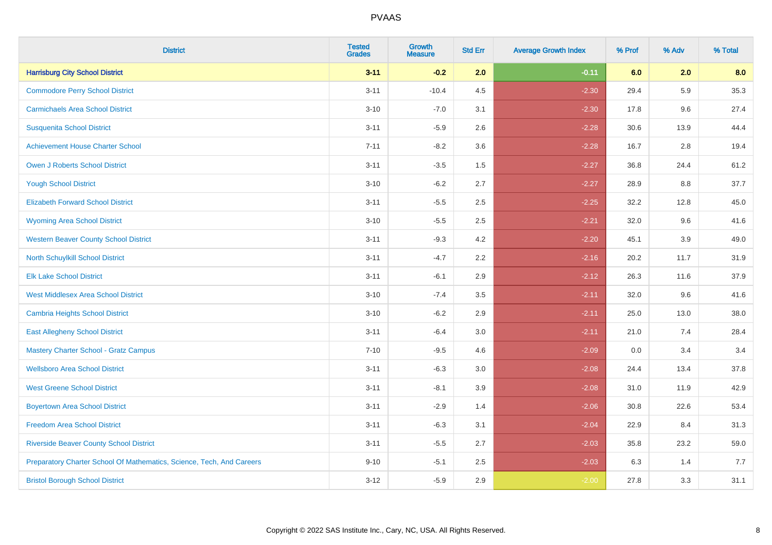# PVAAS

| District | Tested Grades | Growth Measure | Std Err | Average Growth Index | % Prof | % Adv | % Total |
|---|---|---|---|---|---|---|---|
| **Harrisburg City School District** | **3-11** | **-0.2** | **2.0** | **-0.11** | **6.0** | **2.0** | **8.0** |
| Commodore Perry School District | 3-11 | -10.4 | 4.5 | -2.30 | 29.4 | 5.9 | 35.3 |
| Carmichaels Area School District | 3-10 | -7.0 | 3.1 | -2.30 | 17.8 | 9.6 | 27.4 |
| Susquenita School District | 3-11 | -5.9 | 2.6 | -2.28 | 30.6 | 13.9 | 44.4 |
| Achievement House Charter School | 7-11 | -8.2 | 3.6 | -2.28 | 16.7 | 2.8 | 19.4 |
| Owen J Roberts School District | 3-11 | -3.5 | 1.5 | -2.27 | 36.8 | 24.4 | 61.2 |
| Yough School District | 3-10 | -6.2 | 2.7 | -2.27 | 28.9 | 8.8 | 37.7 |
| Elizabeth Forward School District | 3-11 | -5.5 | 2.5 | -2.25 | 32.2 | 12.8 | 45.0 |
| Wyoming Area School District | 3-10 | -5.5 | 2.5 | -2.21 | 32.0 | 9.6 | 41.6 |
| Western Beaver County School District | 3-11 | -9.3 | 4.2 | -2.20 | 45.1 | 3.9 | 49.0 |
| North Schuylkill School District | 3-11 | -4.7 | 2.2 | -2.16 | 20.2 | 11.7 | 31.9 |
| Elk Lake School District | 3-11 | -6.1 | 2.9 | -2.12 | 26.3 | 11.6 | 37.9 |
| West Middlesex Area School District | 3-10 | -7.4 | 3.5 | -2.11 | 32.0 | 9.6 | 41.6 |
| Cambria Heights School District | 3-10 | -6.2 | 2.9 | -2.11 | 25.0 | 13.0 | 38.0 |
| East Allegheny School District | 3-11 | -6.4 | 3.0 | -2.11 | 21.0 | 7.4 | 28.4 |
| Mastery Charter School - Gratz Campus | 7-10 | -9.5 | 4.6 | -2.09 | 0.0 | 3.4 | 3.4 |
| Wellsboro Area School District | 3-11 | -6.3 | 3.0 | -2.08 | 24.4 | 13.4 | 37.8 |
| West Greene School District | 3-11 | -8.1 | 3.9 | -2.08 | 31.0 | 11.9 | 42.9 |
| Boyertown Area School District | 3-11 | -2.9 | 1.4 | -2.06 | 30.8 | 22.6 | 53.4 |
| Freedom Area School District | 3-11 | -6.3 | 3.1 | -2.04 | 22.9 | 8.4 | 31.3 |
| Riverside Beaver County School District | 3-11 | -5.5 | 2.7 | -2.03 | 35.8 | 23.2 | 59.0 |
| Preparatory Charter School Of Mathematics, Science, Tech, And Careers | 9-10 | -5.1 | 2.5 | -2.03 | 6.3 | 1.4 | 7.7 |
| Bristol Borough School District | 3-12 | -5.9 | 2.9 | -2.00 | 27.8 | 3.3 | 31.1 |

Copyright © 2022 SAS Institute Inc., Cary, NC, USA. All Rights Reserved.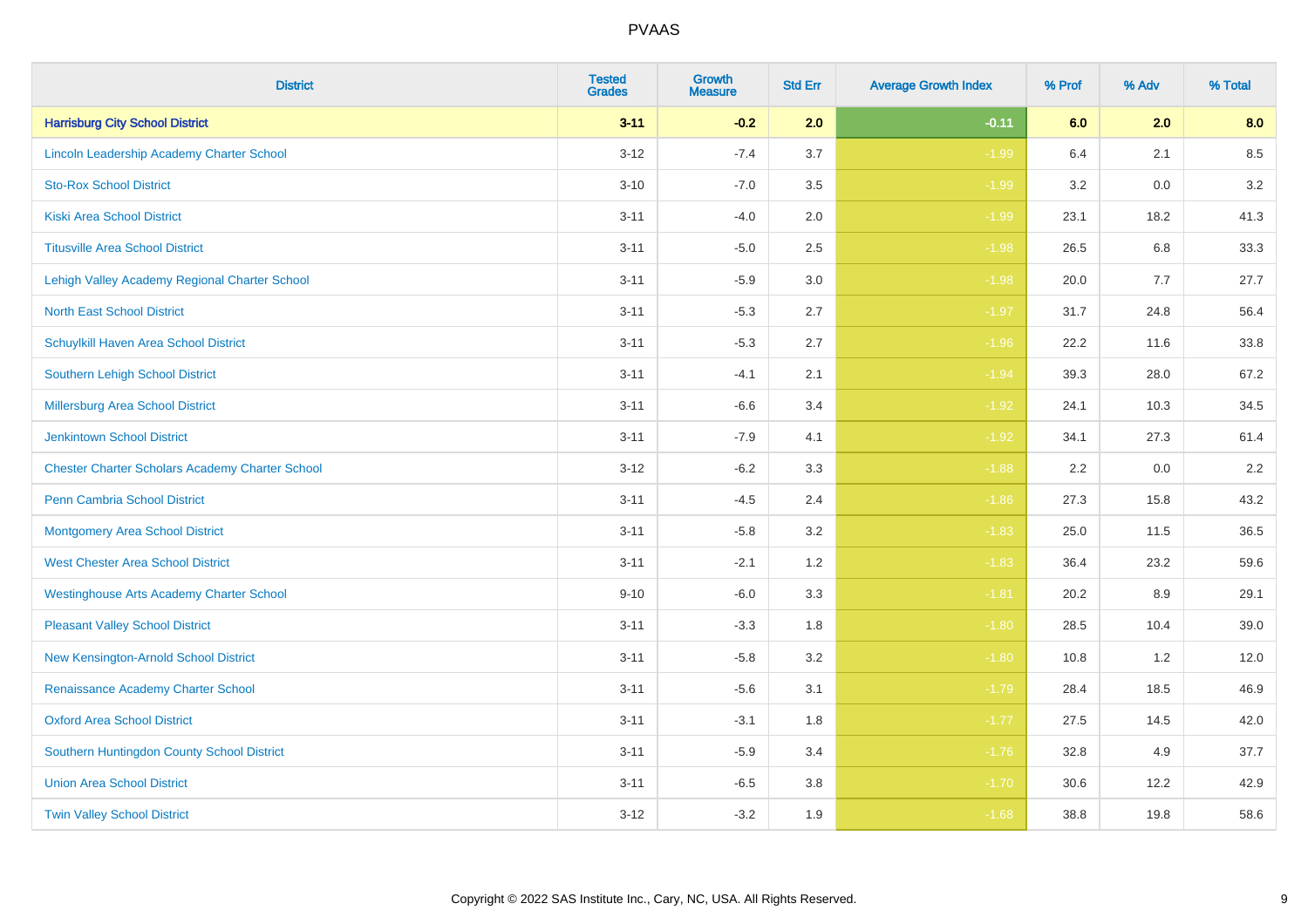# PVAAS

| District | Tested Grades | Growth Measure | Std Err | Average Growth Index | % Prof | % Adv | % Total |
|---|---|---|---|---|---|---|---|
| **Harrisburg City School District** | **3-11** | **-0.2** | **2.0** | **-0.11** | **6.0** | **2.0** | **8.0** |
| Lincoln Leadership Academy Charter School | 3-12 | -7.4 | 3.7 | -1.99 | 6.4 | 2.1 | 8.5 |
| Sto-Rox School District | 3-10 | -7.0 | 3.5 | -1.99 | 3.2 | 0.0 | 3.2 |
| Kiski Area School District | 3-11 | -4.0 | 2.0 | -1.99 | 23.1 | 18.2 | 41.3 |
| Titusville Area School District | 3-11 | -5.0 | 2.5 | -1.98 | 26.5 | 6.8 | 33.3 |
| Lehigh Valley Academy Regional Charter School | 3-11 | -5.9 | 3.0 | -1.98 | 20.0 | 7.7 | 27.7 |
| North East School District | 3-11 | -5.3 | 2.7 | -1.97 | 31.7 | 24.8 | 56.4 |
| Schuylkill Haven Area School District | 3-11 | -5.3 | 2.7 | -1.96 | 22.2 | 11.6 | 33.8 |
| Southern Lehigh School District | 3-11 | -4.1 | 2.1 | -1.94 | 39.3 | 28.0 | 67.2 |
| Millersburg Area School District | 3-11 | -6.6 | 3.4 | -1.92 | 24.1 | 10.3 | 34.5 |
| Jenkintown School District | 3-11 | -7.9 | 4.1 | -1.92 | 34.1 | 27.3 | 61.4 |
| Chester Charter Scholars Academy Charter School | 3-12 | -6.2 | 3.3 | -1.88 | 2.2 | 0.0 | 2.2 |
| Penn Cambria School District | 3-11 | -4.5 | 2.4 | -1.86 | 27.3 | 15.8 | 43.2 |
| Montgomery Area School District | 3-11 | -5.8 | 3.2 | -1.83 | 25.0 | 11.5 | 36.5 |
| West Chester Area School District | 3-11 | -2.1 | 1.2 | -1.83 | 36.4 | 23.2 | 59.6 |
| Westinghouse Arts Academy Charter School | 9-10 | -6.0 | 3.3 | -1.81 | 20.2 | 8.9 | 29.1 |
| Pleasant Valley School District | 3-11 | -3.3 | 1.8 | -1.80 | 28.5 | 10.4 | 39.0 |
| New Kensington-Arnold School District | 3-11 | -5.8 | 3.2 | -1.80 | 10.8 | 1.2 | 12.0 |
| Renaissance Academy Charter School | 3-11 | -5.6 | 3.1 | -1.79 | 28.4 | 18.5 | 46.9 |
| Oxford Area School District | 3-11 | -3.1 | 1.8 | -1.77 | 27.5 | 14.5 | 42.0 |
| Southern Huntingdon County School District | 3-11 | -5.9 | 3.4 | -1.76 | 32.8 | 4.9 | 37.7 |
| Union Area School District | 3-11 | -6.5 | 3.8 | -1.70 | 30.6 | 12.2 | 42.9 |
| Twin Valley School District | 3-12 | -3.2 | 1.9 | -1.68 | 38.8 | 19.8 | 58.6 |

Copyright © 2022 SAS Institute Inc., Cary, NC, USA. All Rights Reserved.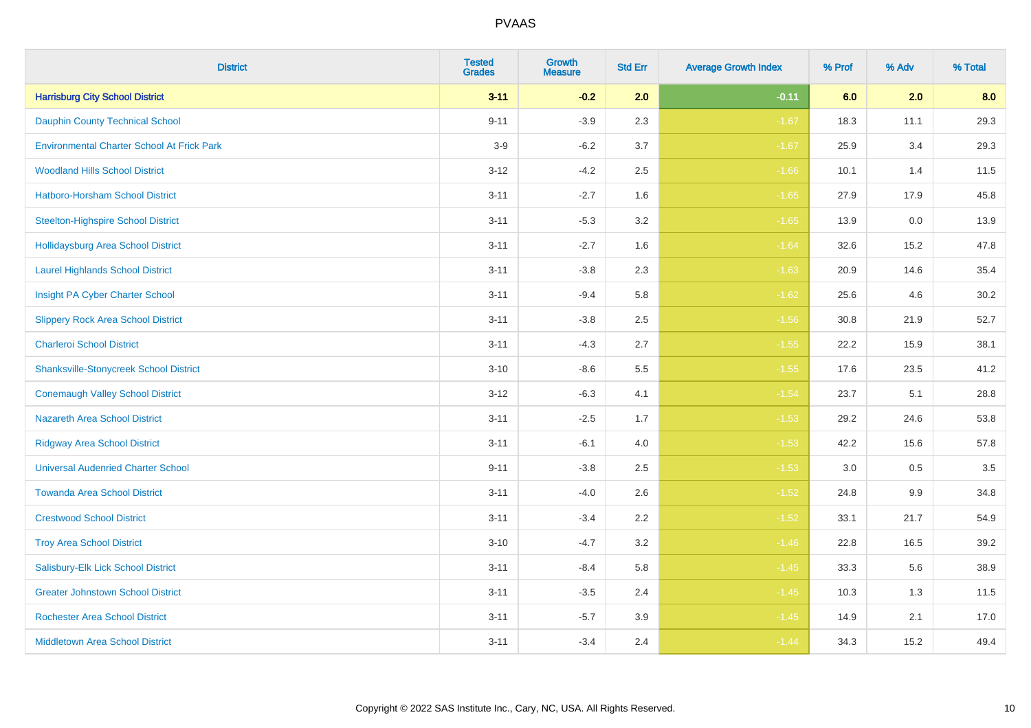# PVAAS

| District | Tested Grades | Growth Measure | Std Err | Average Growth Index | % Prof | % Adv | % Total |
|---|---|---|---|---|---|---|---|
| **Harrisburg City School District** | **3-11** | **-0.2** | **2.0** | **-0.11** | **6.0** | **2.0** | **8.0** |
| Dauphin County Technical School | 9-11 | -3.9 | 2.3 | -1.67 | 18.3 | 11.1 | 29.3 |
| Environmental Charter School At Frick Park | 3-9 | -6.2 | 3.7 | -1.67 | 25.9 | 3.4 | 29.3 |
| Woodland Hills School District | 3-12 | -4.2 | 2.5 | -1.66 | 10.1 | 1.4 | 11.5 |
| Hatboro-Horsham School District | 3-11 | -2.7 | 1.6 | -1.65 | 27.9 | 17.9 | 45.8 |
| Steelton-Highspire School District | 3-11 | -5.3 | 3.2 | -1.65 | 13.9 | 0.0 | 13.9 |
| Hollidaysburg Area School District | 3-11 | -2.7 | 1.6 | -1.64 | 32.6 | 15.2 | 47.8 |
| Laurel Highlands School District | 3-11 | -3.8 | 2.3 | -1.63 | 20.9 | 14.6 | 35.4 |
| Insight PA Cyber Charter School | 3-11 | -9.4 | 5.8 | -1.62 | 25.6 | 4.6 | 30.2 |
| Slippery Rock Area School District | 3-11 | -3.8 | 2.5 | -1.56 | 30.8 | 21.9 | 52.7 |
| Charleroi School District | 3-11 | -4.3 | 2.7 | -1.55 | 22.2 | 15.9 | 38.1 |
| Shanksville-Stonycreek School District | 3-10 | -8.6 | 5.5 | -1.55 | 17.6 | 23.5 | 41.2 |
| Conemaugh Valley School District | 3-12 | -6.3 | 4.1 | -1.54 | 23.7 | 5.1 | 28.8 |
| Nazareth Area School District | 3-11 | -2.5 | 1.7 | -1.53 | 29.2 | 24.6 | 53.8 |
| Ridgway Area School District | 3-11 | -6.1 | 4.0 | -1.53 | 42.2 | 15.6 | 57.8 |
| Universal Audenried Charter School | 9-11 | -3.8 | 2.5 | -1.53 | 3.0 | 0.5 | 3.5 |
| Towanda Area School District | 3-11 | -4.0 | 2.6 | -1.52 | 24.8 | 9.9 | 34.8 |
| Crestwood School District | 3-11 | -3.4 | 2.2 | -1.52 | 33.1 | 21.7 | 54.9 |
| Troy Area School District | 3-10 | -4.7 | 3.2 | -1.46 | 22.8 | 16.5 | 39.2 |
| Salisbury-Elk Lick School District | 3-11 | -8.4 | 5.8 | -1.45 | 33.3 | 5.6 | 38.9 |
| Greater Johnstown School District | 3-11 | -3.5 | 2.4 | -1.45 | 10.3 | 1.3 | 11.5 |
| Rochester Area School District | 3-11 | -5.7 | 3.9 | -1.45 | 14.9 | 2.1 | 17.0 |
| Middletown Area School District | 3-11 | -3.4 | 2.4 | -1.44 | 34.3 | 15.2 | 49.4 |

Copyright © 2022 SAS Institute Inc., Cary, NC, USA. All Rights Reserved.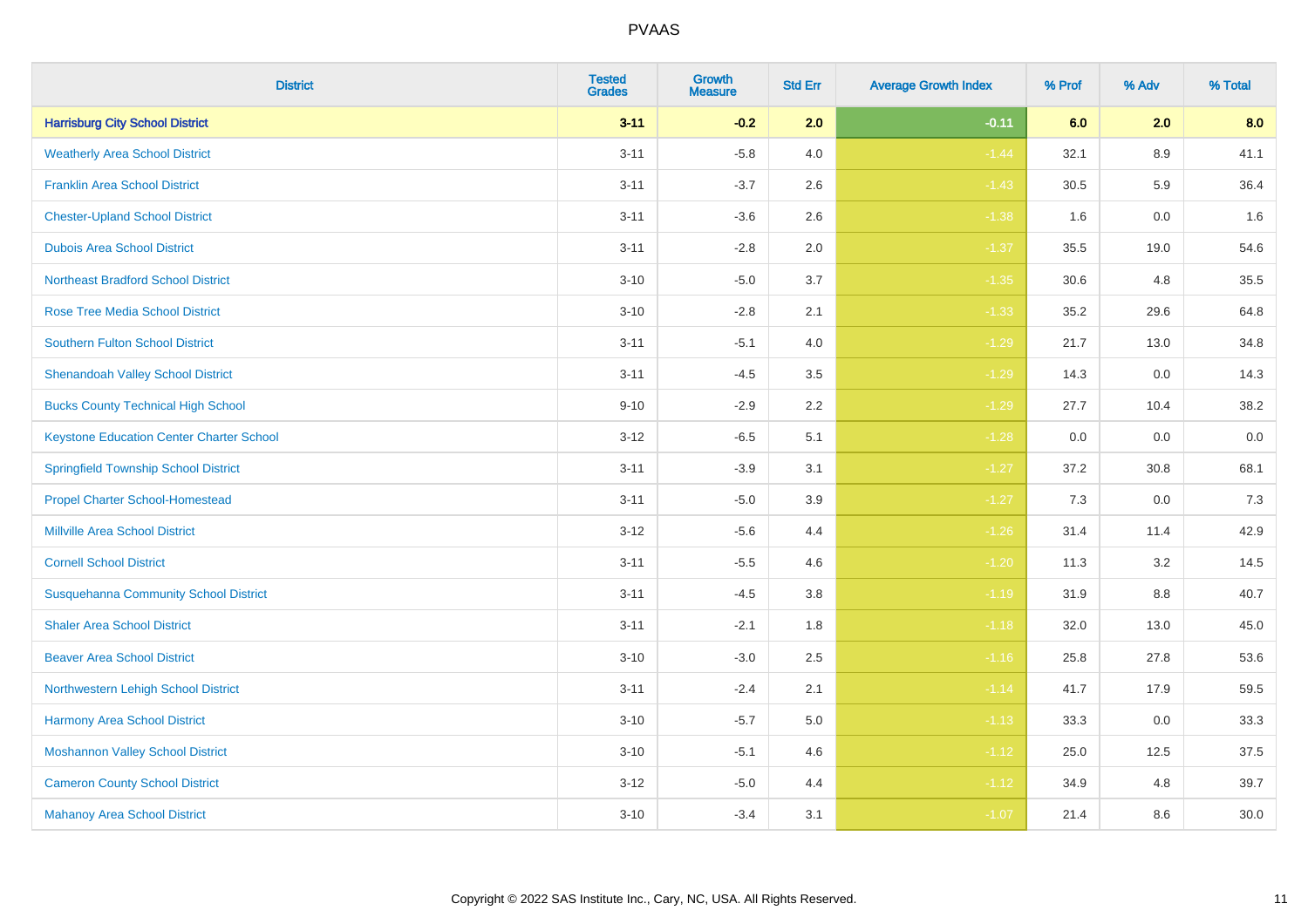# PVAAS

| District | Tested Grades | Growth Measure | Std Err | Average Growth Index | % Prof | % Adv | % Total |
|---|---|---|---|---|---|---|---|
| **Harrisburg City School District** | **3-11** | **-0.2** | **2.0** | **-0.11** | **6.0** | **2.0** | **8.0** |
| Weatherly Area School District | 3-11 | -5.8 | 4.0 | -1.44 | 32.1 | 8.9 | 41.1 |
| Franklin Area School District | 3-11 | -3.7 | 2.6 | -1.43 | 30.5 | 5.9 | 36.4 |
| Chester-Upland School District | 3-11 | -3.6 | 2.6 | -1.38 | 1.6 | 0.0 | 1.6 |
| Dubois Area School District | 3-11 | -2.8 | 2.0 | -1.37 | 35.5 | 19.0 | 54.6 |
| Northeast Bradford School District | 3-10 | -5.0 | 3.7 | -1.35 | 30.6 | 4.8 | 35.5 |
| Rose Tree Media School District | 3-10 | -2.8 | 2.1 | -1.33 | 35.2 | 29.6 | 64.8 |
| Southern Fulton School District | 3-11 | -5.1 | 4.0 | -1.29 | 21.7 | 13.0 | 34.8 |
| Shenandoah Valley School District | 3-11 | -4.5 | 3.5 | -1.29 | 14.3 | 0.0 | 14.3 |
| Bucks County Technical High School | 9-10 | -2.9 | 2.2 | -1.29 | 27.7 | 10.4 | 38.2 |
| Keystone Education Center Charter School | 3-12 | -6.5 | 5.1 | -1.28 | 0.0 | 0.0 | 0.0 |
| Springfield Township School District | 3-11 | -3.9 | 3.1 | -1.27 | 37.2 | 30.8 | 68.1 |
| Propel Charter School-Homestead | 3-11 | -5.0 | 3.9 | -1.27 | 7.3 | 0.0 | 7.3 |
| Millville Area School District | 3-12 | -5.6 | 4.4 | -1.26 | 31.4 | 11.4 | 42.9 |
| Cornell School District | 3-11 | -5.5 | 4.6 | -1.20 | 11.3 | 3.2 | 14.5 |
| Susquehanna Community School District | 3-11 | -4.5 | 3.8 | -1.19 | 31.9 | 8.8 | 40.7 |
| Shaler Area School District | 3-11 | -2.1 | 1.8 | -1.18 | 32.0 | 13.0 | 45.0 |
| Beaver Area School District | 3-10 | -3.0 | 2.5 | -1.16 | 25.8 | 27.8 | 53.6 |
| Northwestern Lehigh School District | 3-11 | -2.4 | 2.1 | -1.14 | 41.7 | 17.9 | 59.5 |
| Harmony Area School District | 3-10 | -5.7 | 5.0 | -1.13 | 33.3 | 0.0 | 33.3 |
| Moshannon Valley School District | 3-10 | -5.1 | 4.6 | -1.12 | 25.0 | 12.5 | 37.5 |
| Cameron County School District | 3-12 | -5.0 | 4.4 | -1.12 | 34.9 | 4.8 | 39.7 |
| Mahanoy Area School District | 3-10 | -3.4 | 3.1 | -1.07 | 21.4 | 8.6 | 30.0 |

Copyright © 2022 SAS Institute Inc., Cary, NC, USA. All Rights Reserved.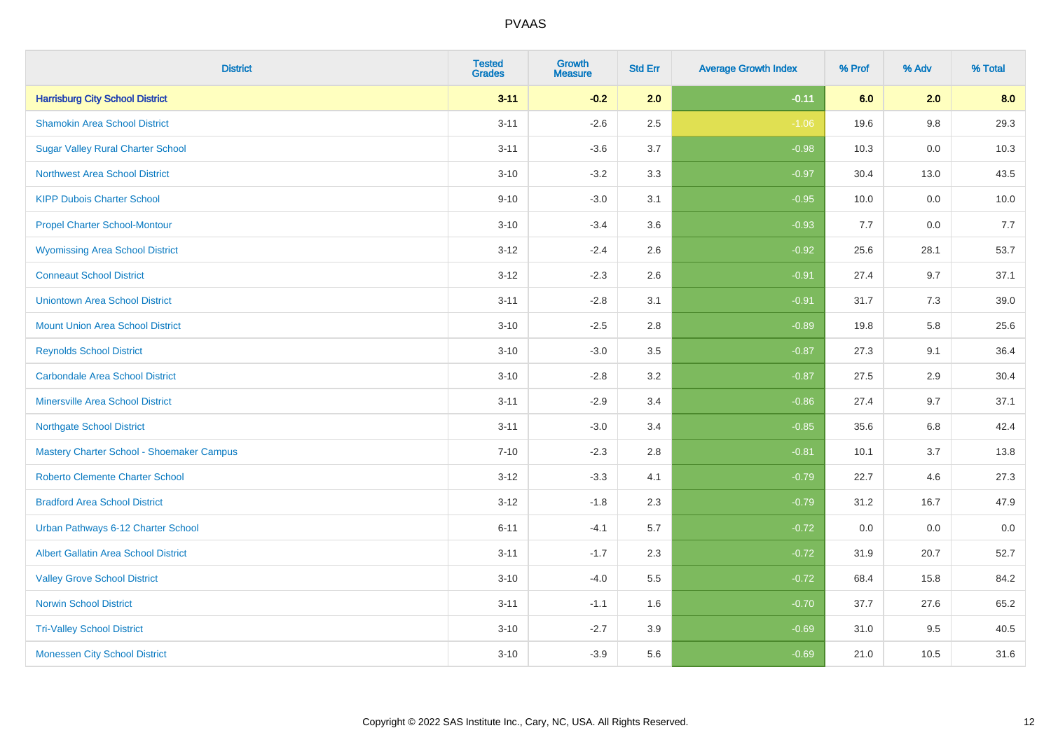| District | Tested Grades | Growth Measure | Std Err | Average Growth Index | % Prof | % Adv | % Total |
|---|---|---|---|---|---|---|---|
| **Harrisburg City School District** | **3-11** | **-0.2** | **2.0** | **-0.11** | **6.0** | **2.0** | **8.0** |
| Shamokin Area School District | 3-11 | -2.6 | 2.5 | -1.06 | 19.6 | 9.8 | 29.3 |
| Sugar Valley Rural Charter School | 3-11 | -3.6 | 3.7 | -0.98 | 10.3 | 0.0 | 10.3 |
| Northwest Area School District | 3-10 | -3.2 | 3.3 | -0.97 | 30.4 | 13.0 | 43.5 |
| KIPP Dubois Charter School | 9-10 | -3.0 | 3.1 | -0.95 | 10.0 | 0.0 | 10.0 |
| Propel Charter School-Montour | 3-10 | -3.4 | 3.6 | -0.93 | 7.7 | 0.0 | 7.7 |
| Wyomissing Area School District | 3-12 | -2.4 | 2.6 | -0.92 | 25.6 | 28.1 | 53.7 |
| Conneaut School District | 3-12 | -2.3 | 2.6 | -0.91 | 27.4 | 9.7 | 37.1 |
| Uniontown Area School District | 3-11 | -2.8 | 3.1 | -0.91 | 31.7 | 7.3 | 39.0 |
| Mount Union Area School District | 3-10 | -2.5 | 2.8 | -0.89 | 19.8 | 5.8 | 25.6 |
| Reynolds School District | 3-10 | -3.0 | 3.5 | -0.87 | 27.3 | 9.1 | 36.4 |
| Carbondale Area School District | 3-10 | -2.8 | 3.2 | -0.87 | 27.5 | 2.9 | 30.4 |
| Minersville Area School District | 3-11 | -2.9 | 3.4 | -0.86 | 27.4 | 9.7 | 37.1 |
| Northgate School District | 3-11 | -3.0 | 3.4 | -0.85 | 35.6 | 6.8 | 42.4 |
| Mastery Charter School - Shoemaker Campus | 7-10 | -2.3 | 2.8 | -0.81 | 10.1 | 3.7 | 13.8 |
| Roberto Clemente Charter School | 3-12 | -3.3 | 4.1 | -0.79 | 22.7 | 4.6 | 27.3 |
| Bradford Area School District | 3-12 | -1.8 | 2.3 | -0.79 | 31.2 | 16.7 | 47.9 |
| Urban Pathways 6-12 Charter School | 6-11 | -4.1 | 5.7 | -0.72 | 0.0 | 0.0 | 0.0 |
| Albert Gallatin Area School District | 3-11 | -1.7 | 2.3 | -0.72 | 31.9 | 20.7 | 52.7 |
| Valley Grove School District | 3-10 | -4.0 | 5.5 | -0.72 | 68.4 | 15.8 | 84.2 |
| Norwin School District | 3-11 | -1.1 | 1.6 | -0.70 | 37.7 | 27.6 | 65.2 |
| Tri-Valley School District | 3-10 | -2.7 | 3.9 | -0.69 | 31.0 | 9.5 | 40.5 |
| Monessen City School District | 3-10 | -3.9 | 5.6 | -0.69 | 21.0 | 10.5 | 31.6 |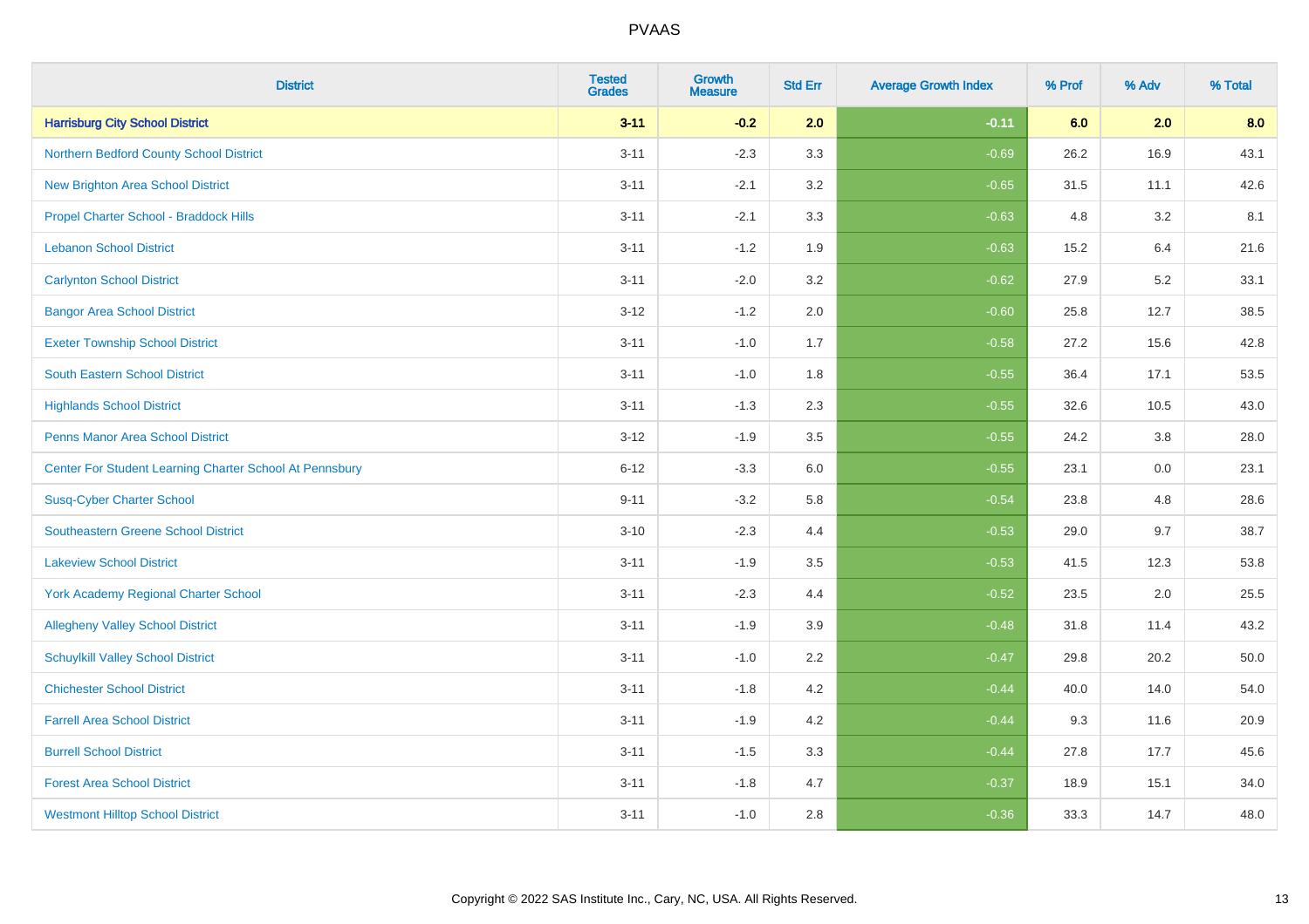# PVAAS

| District | Tested Grades | Growth Measure | Std Err | Average Growth Index | % Prof | % Adv | % Total |
|---|---|---|---|---|---|---|---|
| **Harrisburg City School District** | **3-11** | **-0.2** | **2.0** | **-0.11** | **6.0** | **2.0** | **8.0** |
| Northern Bedford County School District | 3-11 | -2.3 | 3.3 | -0.69 | 26.2 | 16.9 | 43.1 |
| New Brighton Area School District | 3-11 | -2.1 | 3.2 | -0.65 | 31.5 | 11.1 | 42.6 |
| Propel Charter School - Braddock Hills | 3-11 | -2.1 | 3.3 | -0.63 | 4.8 | 3.2 | 8.1 |
| Lebanon School District | 3-11 | -1.2 | 1.9 | -0.63 | 15.2 | 6.4 | 21.6 |
| Carlynton School District | 3-11 | -2.0 | 3.2 | -0.62 | 27.9 | 5.2 | 33.1 |
| Bangor Area School District | 3-12 | -1.2 | 2.0 | -0.60 | 25.8 | 12.7 | 38.5 |
| Exeter Township School District | 3-11 | -1.0 | 1.7 | -0.58 | 27.2 | 15.6 | 42.8 |
| South Eastern School District | 3-11 | -1.0 | 1.8 | -0.55 | 36.4 | 17.1 | 53.5 |
| Highlands School District | 3-11 | -1.3 | 2.3 | -0.55 | 32.6 | 10.5 | 43.0 |
| Penns Manor Area School District | 3-12 | -1.9 | 3.5 | -0.55 | 24.2 | 3.8 | 28.0 |
| Center For Student Learning Charter School At Pennsbury | 6-12 | -3.3 | 6.0 | -0.55 | 23.1 | 0.0 | 23.1 |
| Susq-Cyber Charter School | 9-11 | -3.2 | 5.8 | -0.54 | 23.8 | 4.8 | 28.6 |
| Southeastern Greene School District | 3-10 | -2.3 | 4.4 | -0.53 | 29.0 | 9.7 | 38.7 |
| Lakeview School District | 3-11 | -1.9 | 3.5 | -0.53 | 41.5 | 12.3 | 53.8 |
| York Academy Regional Charter School | 3-11 | -2.3 | 4.4 | -0.52 | 23.5 | 2.0 | 25.5 |
| Allegheny Valley School District | 3-11 | -1.9 | 3.9 | -0.48 | 31.8 | 11.4 | 43.2 |
| Schuylkill Valley School District | 3-11 | -1.0 | 2.2 | -0.47 | 29.8 | 20.2 | 50.0 |
| Chichester School District | 3-11 | -1.8 | 4.2 | -0.44 | 40.0 | 14.0 | 54.0 |
| Farrell Area School District | 3-11 | -1.9 | 4.2 | -0.44 | 9.3 | 11.6 | 20.9 |
| Burrell School District | 3-11 | -1.5 | 3.3 | -0.44 | 27.8 | 17.7 | 45.6 |
| Forest Area School District | 3-11 | -1.8 | 4.7 | -0.37 | 18.9 | 15.1 | 34.0 |
| Westmont Hilltop School District | 3-11 | -1.0 | 2.8 | -0.36 | 33.3 | 14.7 | 48.0 |

Copyright © 2022 SAS Institute Inc., Cary, NC, USA. All Rights Reserved.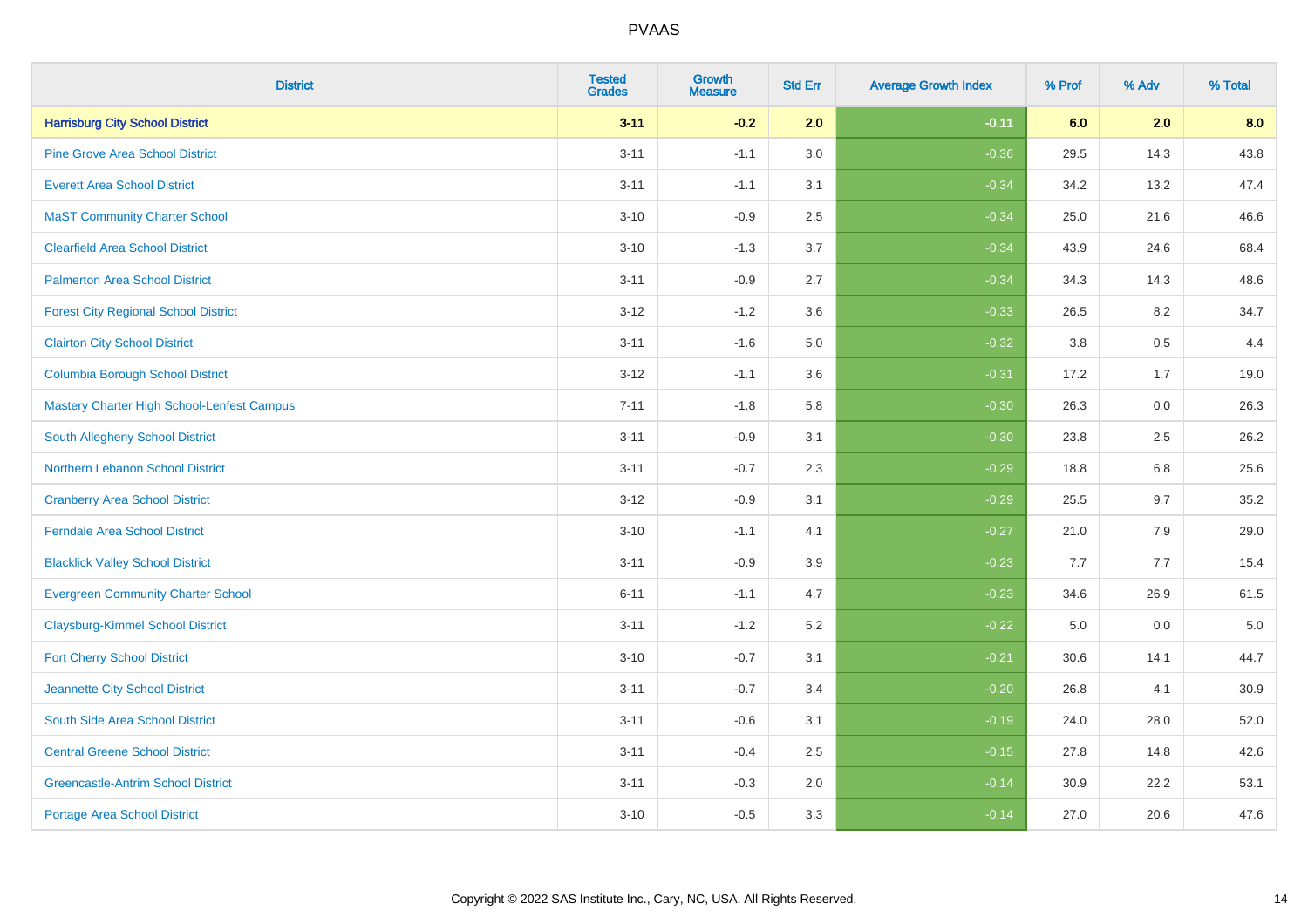| District | Tested Grades | Growth Measure | Std Err | Average Growth Index | % Prof | % Adv | % Total |
|---|---|---|---|---|---|---|---|
| **Harrisburg City School District** | **3-11** | **-0.2** | **2.0** | **-0.11** | **6.0** | **2.0** | **8.0** |
| Pine Grove Area School District | 3-11 | -1.1 | 3.0 | -0.36 | 29.5 | 14.3 | 43.8 |
| Everett Area School District | 3-11 | -1.1 | 3.1 | -0.34 | 34.2 | 13.2 | 47.4 |
| MaST Community Charter School | 3-10 | -0.9 | 2.5 | -0.34 | 25.0 | 21.6 | 46.6 |
| Clearfield Area School District | 3-10 | -1.3 | 3.7 | -0.34 | 43.9 | 24.6 | 68.4 |
| Palmerton Area School District | 3-11 | -0.9 | 2.7 | -0.34 | 34.3 | 14.3 | 48.6 |
| Forest City Regional School District | 3-12 | -1.2 | 3.6 | -0.33 | 26.5 | 8.2 | 34.7 |
| Clairton City School District | 3-11 | -1.6 | 5.0 | -0.32 | 3.8 | 0.5 | 4.4 |
| Columbia Borough School District | 3-12 | -1.1 | 3.6 | -0.31 | 17.2 | 1.7 | 19.0 |
| Mastery Charter High School-Lenfest Campus | 7-11 | -1.8 | 5.8 | -0.30 | 26.3 | 0.0 | 26.3 |
| South Allegheny School District | 3-11 | -0.9 | 3.1 | -0.30 | 23.8 | 2.5 | 26.2 |
| Northern Lebanon School District | 3-11 | -0.7 | 2.3 | -0.29 | 18.8 | 6.8 | 25.6 |
| Cranberry Area School District | 3-12 | -0.9 | 3.1 | -0.29 | 25.5 | 9.7 | 35.2 |
| Ferndale Area School District | 3-10 | -1.1 | 4.1 | -0.27 | 21.0 | 7.9 | 29.0 |
| Blacklick Valley School District | 3-11 | -0.9 | 3.9 | -0.23 | 7.7 | 7.7 | 15.4 |
| Evergreen Community Charter School | 6-11 | -1.1 | 4.7 | -0.23 | 34.6 | 26.9 | 61.5 |
| Claysburg-Kimmel School District | 3-11 | -1.2 | 5.2 | -0.22 | 5.0 | 0.0 | 5.0 |
| Fort Cherry School District | 3-10 | -0.7 | 3.1 | -0.21 | 30.6 | 14.1 | 44.7 |
| Jeannette City School District | 3-11 | -0.7 | 3.4 | -0.20 | 26.8 | 4.1 | 30.9 |
| South Side Area School District | 3-11 | -0.6 | 3.1 | -0.19 | 24.0 | 28.0 | 52.0 |
| Central Greene School District | 3-11 | -0.4 | 2.5 | -0.15 | 27.8 | 14.8 | 42.6 |
| Greencastle-Antrim School District | 3-11 | -0.3 | 2.0 | -0.14 | 30.9 | 22.2 | 53.1 |
| Portage Area School District | 3-10 | -0.5 | 3.3 | -0.14 | 27.0 | 20.6 | 47.6 |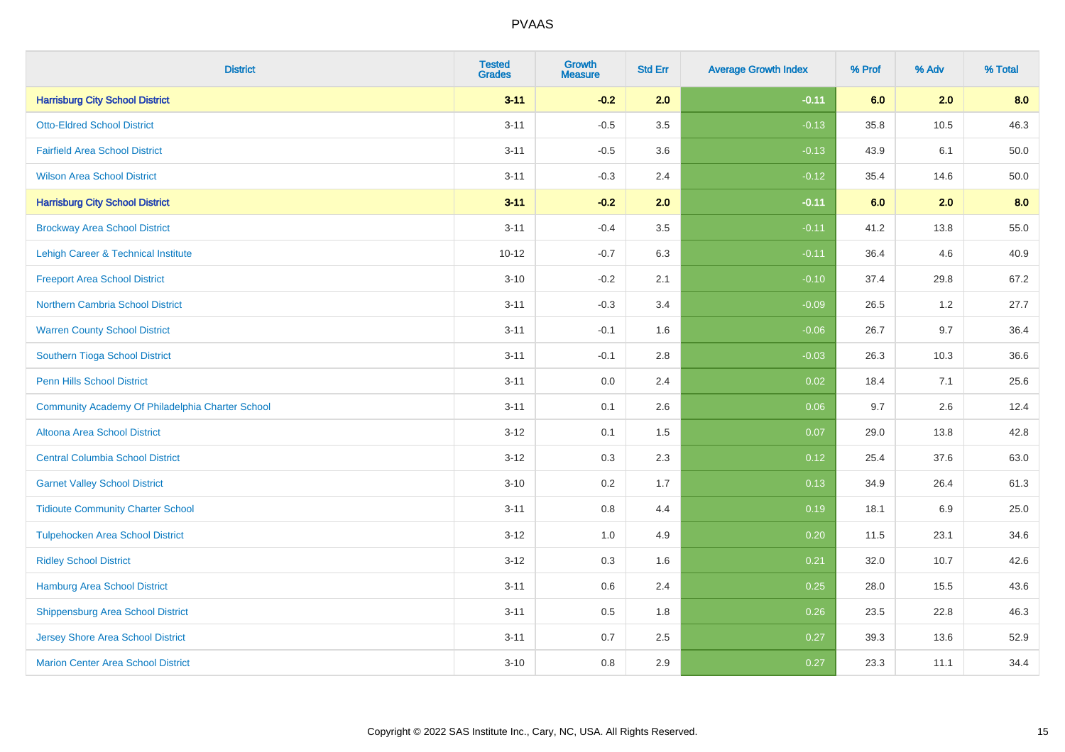| District | Tested Grades | Growth Measure | Std Err | Average Growth Index | % Prof | % Adv | % Total |
|---|---|---|---|---|---|---|---|
| **Harrisburg City School District** | **3-11** | **-0.2** | **2.0** | **-0.11** | **6.0** | **2.0** | **8.0** |
| Otto-Eldred School District | 3-11 | -0.5 | 3.5 | -0.13 | 35.8 | 10.5 | 46.3 |
| Fairfield Area School District | 3-11 | -0.5 | 3.6 | -0.13 | 43.9 | 6.1 | 50.0 |
| Wilson Area School District | 3-11 | -0.3 | 2.4 | -0.12 | 35.4 | 14.6 | 50.0 |
| **Harrisburg City School District** | **3-11** | **-0.2** | **2.0** | **-0.11** | **6.0** | **2.0** | **8.0** |
| Brockway Area School District | 3-11 | -0.4 | 3.5 | -0.11 | 41.2 | 13.8 | 55.0 |
| Lehigh Career & Technical Institute | 10-12 | -0.7 | 6.3 | -0.11 | 36.4 | 4.6 | 40.9 |
| Freeport Area School District | 3-10 | -0.2 | 2.1 | -0.10 | 37.4 | 29.8 | 67.2 |
| Northern Cambria School District | 3-11 | -0.3 | 3.4 | -0.09 | 26.5 | 1.2 | 27.7 |
| Warren County School District | 3-11 | -0.1 | 1.6 | -0.06 | 26.7 | 9.7 | 36.4 |
| Southern Tioga School District | 3-11 | -0.1 | 2.8 | -0.03 | 26.3 | 10.3 | 36.6 |
| Penn Hills School District | 3-11 | 0.0 | 2.4 | 0.02 | 18.4 | 7.1 | 25.6 |
| Community Academy Of Philadelphia Charter School | 3-11 | 0.1 | 2.6 | 0.06 | 9.7 | 2.6 | 12.4 |
| Altoona Area School District | 3-12 | 0.1 | 1.5 | 0.07 | 29.0 | 13.8 | 42.8 |
| Central Columbia School District | 3-12 | 0.3 | 2.3 | 0.12 | 25.4 | 37.6 | 63.0 |
| Garnet Valley School District | 3-10 | 0.2 | 1.7 | 0.13 | 34.9 | 26.4 | 61.3 |
| Tidioute Community Charter School | 3-11 | 0.8 | 4.4 | 0.19 | 18.1 | 6.9 | 25.0 |
| Tulpehocken Area School District | 3-12 | 1.0 | 4.9 | 0.20 | 11.5 | 23.1 | 34.6 |
| Ridley School District | 3-12 | 0.3 | 1.6 | 0.21 | 32.0 | 10.7 | 42.6 |
| Hamburg Area School District | 3-11 | 0.6 | 2.4 | 0.25 | 28.0 | 15.5 | 43.6 |
| Shippensburg Area School District | 3-11 | 0.5 | 1.8 | 0.26 | 23.5 | 22.8 | 46.3 |
| Jersey Shore Area School District | 3-11 | 0.7 | 2.5 | 0.27 | 39.3 | 13.6 | 52.9 |
| Marion Center Area School District | 3-10 | 0.8 | 2.9 | 0.27 | 23.3 | 11.1 | 34.4 |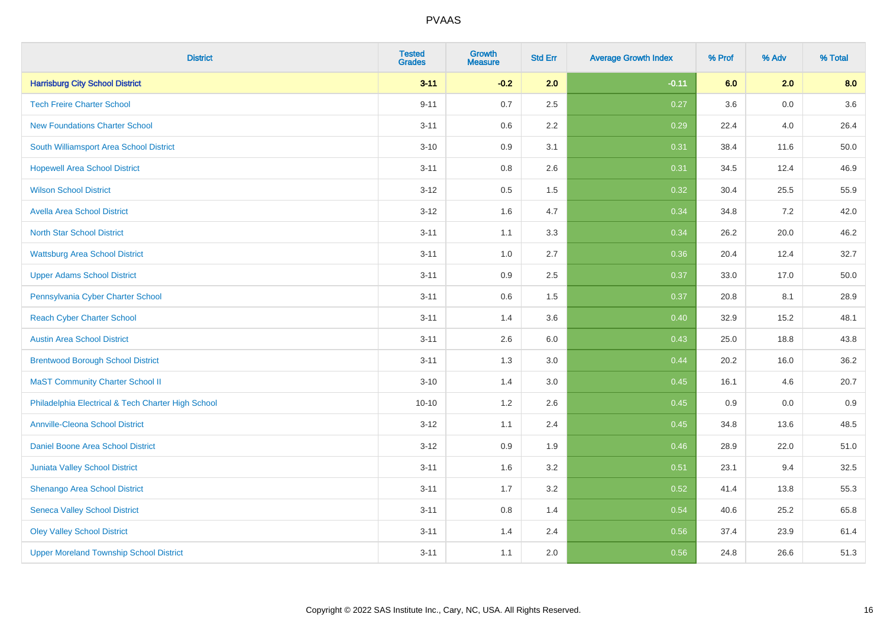# PVAAS

| District | Tested Grades | Growth Measure | Std Err | Average Growth Index | % Prof | % Adv | % Total |
|---|---|---|---|---|---|---|---|
| **Harrisburg City School District** | **3-11** | **-0.2** | **2.0** | **-0.11** | **6.0** | **2.0** | **8.0** |
| Tech Freire Charter School | 9-11 | 0.7 | 2.5 | 0.27 | 3.6 | 0.0 | 3.6 |
| New Foundations Charter School | 3-11 | 0.6 | 2.2 | 0.29 | 22.4 | 4.0 | 26.4 |
| South Williamsport Area School District | 3-10 | 0.9 | 3.1 | 0.31 | 38.4 | 11.6 | 50.0 |
| Hopewell Area School District | 3-11 | 0.8 | 2.6 | 0.31 | 34.5 | 12.4 | 46.9 |
| Wilson School District | 3-12 | 0.5 | 1.5 | 0.32 | 30.4 | 25.5 | 55.9 |
| Avella Area School District | 3-12 | 1.6 | 4.7 | 0.34 | 34.8 | 7.2 | 42.0 |
| North Star School District | 3-11 | 1.1 | 3.3 | 0.34 | 26.2 | 20.0 | 46.2 |
| Wattsburg Area School District | 3-11 | 1.0 | 2.7 | 0.36 | 20.4 | 12.4 | 32.7 |
| Upper Adams School District | 3-11 | 0.9 | 2.5 | 0.37 | 33.0 | 17.0 | 50.0 |
| Pennsylvania Cyber Charter School | 3-11 | 0.6 | 1.5 | 0.37 | 20.8 | 8.1 | 28.9 |
| Reach Cyber Charter School | 3-11 | 1.4 | 3.6 | 0.40 | 32.9 | 15.2 | 48.1 |
| Austin Area School District | 3-11 | 2.6 | 6.0 | 0.43 | 25.0 | 18.8 | 43.8 |
| Brentwood Borough School District | 3-11 | 1.3 | 3.0 | 0.44 | 20.2 | 16.0 | 36.2 |
| MaST Community Charter School II | 3-10 | 1.4 | 3.0 | 0.45 | 16.1 | 4.6 | 20.7 |
| Philadelphia Electrical & Tech Charter High School | 10-10 | 1.2 | 2.6 | 0.45 | 0.9 | 0.0 | 0.9 |
| Annville-Cleona School District | 3-12 | 1.1 | 2.4 | 0.45 | 34.8 | 13.6 | 48.5 |
| Daniel Boone Area School District | 3-12 | 0.9 | 1.9 | 0.46 | 28.9 | 22.0 | 51.0 |
| Juniata Valley School District | 3-11 | 1.6 | 3.2 | 0.51 | 23.1 | 9.4 | 32.5 |
| Shenango Area School District | 3-11 | 1.7 | 3.2 | 0.52 | 41.4 | 13.8 | 55.3 |
| Seneca Valley School District | 3-11 | 0.8 | 1.4 | 0.54 | 40.6 | 25.2 | 65.8 |
| Oley Valley School District | 3-11 | 1.4 | 2.4 | 0.56 | 37.4 | 23.9 | 61.4 |
| Upper Moreland Township School District | 3-11 | 1.1 | 2.0 | 0.56 | 24.8 | 26.6 | 51.3 |

Copyright © 2022 SAS Institute Inc., Cary, NC, USA. All Rights Reserved.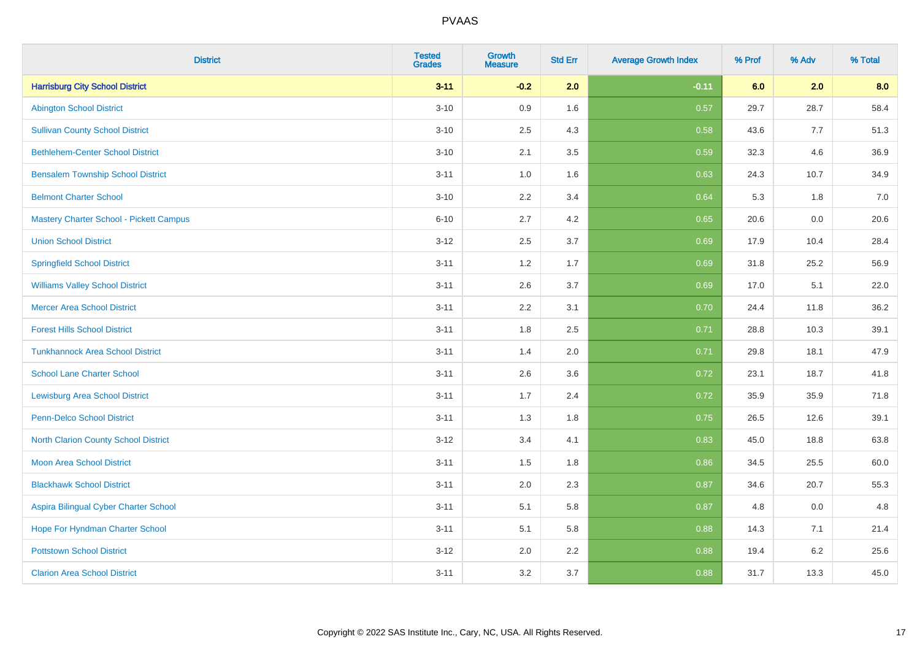| District | Tested Grades | Growth Measure | Std Err | Average Growth Index | % Prof | % Adv | % Total |
|---|---|---|---|---|---|---|---|
| **Harrisburg City School District** | **3-11** | **-0.2** | **2.0** | **-0.11** | **6.0** | **2.0** | **8.0** |
| Abington School District | 3-10 | 0.9 | 1.6 | 0.57 | 29.7 | 28.7 | 58.4 |
| Sullivan County School District | 3-10 | 2.5 | 4.3 | 0.58 | 43.6 | 7.7 | 51.3 |
| Bethlehem-Center School District | 3-10 | 2.1 | 3.5 | 0.59 | 32.3 | 4.6 | 36.9 |
| Bensalem Township School District | 3-11 | 1.0 | 1.6 | 0.63 | 24.3 | 10.7 | 34.9 |
| Belmont Charter School | 3-10 | 2.2 | 3.4 | 0.64 | 5.3 | 1.8 | 7.0 |
| Mastery Charter School - Pickett Campus | 6-10 | 2.7 | 4.2 | 0.65 | 20.6 | 0.0 | 20.6 |
| Union School District | 3-12 | 2.5 | 3.7 | 0.69 | 17.9 | 10.4 | 28.4 |
| Springfield School District | 3-11 | 1.2 | 1.7 | 0.69 | 31.8 | 25.2 | 56.9 |
| Williams Valley School District | 3-11 | 2.6 | 3.7 | 0.69 | 17.0 | 5.1 | 22.0 |
| Mercer Area School District | 3-11 | 2.2 | 3.1 | 0.70 | 24.4 | 11.8 | 36.2 |
| Forest Hills School District | 3-11 | 1.8 | 2.5 | 0.71 | 28.8 | 10.3 | 39.1 |
| Tunkhannock Area School District | 3-11 | 1.4 | 2.0 | 0.71 | 29.8 | 18.1 | 47.9 |
| School Lane Charter School | 3-11 | 2.6 | 3.6 | 0.72 | 23.1 | 18.7 | 41.8 |
| Lewisburg Area School District | 3-11 | 1.7 | 2.4 | 0.72 | 35.9 | 35.9 | 71.8 |
| Penn-Delco School District | 3-11 | 1.3 | 1.8 | 0.75 | 26.5 | 12.6 | 39.1 |
| North Clarion County School District | 3-12 | 3.4 | 4.1 | 0.83 | 45.0 | 18.8 | 63.8 |
| Moon Area School District | 3-11 | 1.5 | 1.8 | 0.86 | 34.5 | 25.5 | 60.0 |
| Blackhawk School District | 3-11 | 2.0 | 2.3 | 0.87 | 34.6 | 20.7 | 55.3 |
| Aspira Bilingual Cyber Charter School | 3-11 | 5.1 | 5.8 | 0.87 | 4.8 | 0.0 | 4.8 |
| Hope For Hyndman Charter School | 3-11 | 5.1 | 5.8 | 0.88 | 14.3 | 7.1 | 21.4 |
| Pottstown School District | 3-12 | 2.0 | 2.2 | 0.88 | 19.4 | 6.2 | 25.6 |
| Clarion Area School District | 3-11 | 3.2 | 3.7 | 0.88 | 31.7 | 13.3 | 45.0 |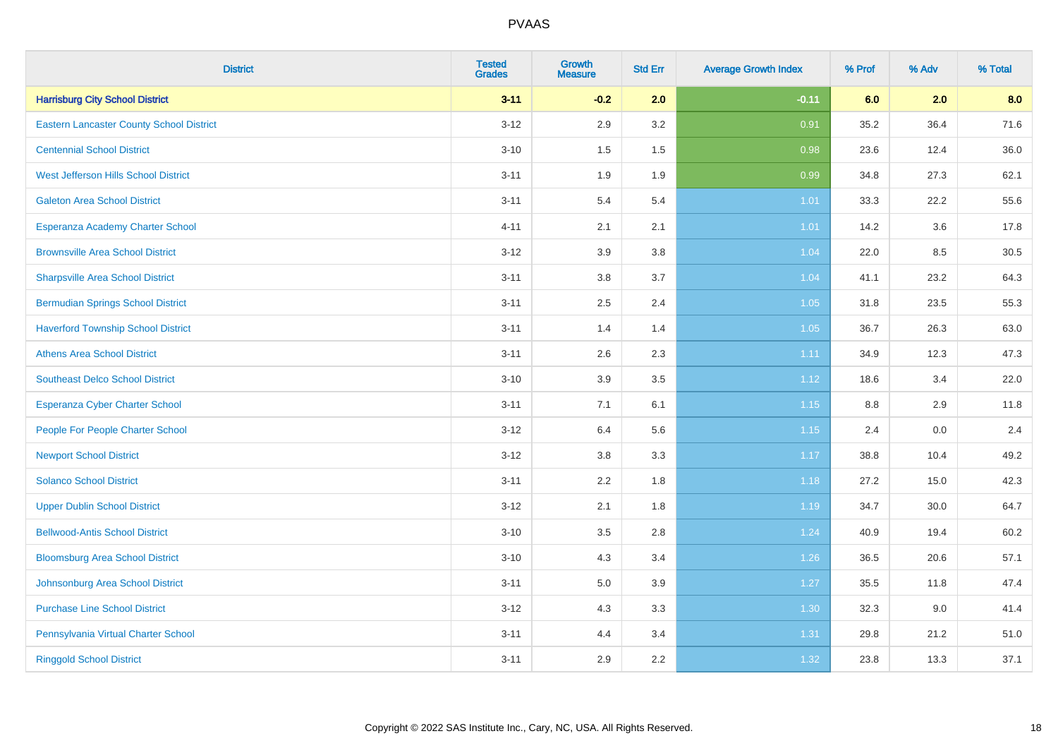# PVAAS

| District | Tested Grades | Growth Measure | Std Err | Average Growth Index | % Prof | % Adv | % Total |
|---|---|---|---|---|---|---|---|
| **Harrisburg City School District** | **3-11** | **-0.2** | **2.0** | **-0.11** | **6.0** | **2.0** | **8.0** |
| Eastern Lancaster County School District | 3-12 | 2.9 | 3.2 | 0.91 | 35.2 | 36.4 | 71.6 |
| Centennial School District | 3-10 | 1.5 | 1.5 | 0.98 | 23.6 | 12.4 | 36.0 |
| West Jefferson Hills School District | 3-11 | 1.9 | 1.9 | 0.99 | 34.8 | 27.3 | 62.1 |
| Galeton Area School District | 3-11 | 5.4 | 5.4 | 1.01 | 33.3 | 22.2 | 55.6 |
| Esperanza Academy Charter School | 4-11 | 2.1 | 2.1 | 1.01 | 14.2 | 3.6 | 17.8 |
| Brownsville Area School District | 3-12 | 3.9 | 3.8 | 1.04 | 22.0 | 8.5 | 30.5 |
| Sharpsville Area School District | 3-11 | 3.8 | 3.7 | 1.04 | 41.1 | 23.2 | 64.3 |
| Bermudian Springs School District | 3-11 | 2.5 | 2.4 | 1.05 | 31.8 | 23.5 | 55.3 |
| Haverford Township School District | 3-11 | 1.4 | 1.4 | 1.05 | 36.7 | 26.3 | 63.0 |
| Athens Area School District | 3-11 | 2.6 | 2.3 | 1.11 | 34.9 | 12.3 | 47.3 |
| Southeast Delco School District | 3-10 | 3.9 | 3.5 | 1.12 | 18.6 | 3.4 | 22.0 |
| Esperanza Cyber Charter School | 3-11 | 7.1 | 6.1 | 1.15 | 8.8 | 2.9 | 11.8 |
| People For People Charter School | 3-12 | 6.4 | 5.6 | 1.15 | 2.4 | 0.0 | 2.4 |
| Newport School District | 3-12 | 3.8 | 3.3 | 1.17 | 38.8 | 10.4 | 49.2 |
| Solanco School District | 3-11 | 2.2 | 1.8 | 1.18 | 27.2 | 15.0 | 42.3 |
| Upper Dublin School District | 3-12 | 2.1 | 1.8 | 1.19 | 34.7 | 30.0 | 64.7 |
| Bellwood-Antis School District | 3-10 | 3.5 | 2.8 | 1.24 | 40.9 | 19.4 | 60.2 |
| Bloomsburg Area School District | 3-10 | 4.3 | 3.4 | 1.26 | 36.5 | 20.6 | 57.1 |
| Johnsonburg Area School District | 3-11 | 5.0 | 3.9 | 1.27 | 35.5 | 11.8 | 47.4 |
| Purchase Line School District | 3-12 | 4.3 | 3.3 | 1.30 | 32.3 | 9.0 | 41.4 |
| Pennsylvania Virtual Charter School | 3-11 | 4.4 | 3.4 | 1.31 | 29.8 | 21.2 | 51.0 |
| Ringgold School District | 3-11 | 2.9 | 2.2 | 1.32 | 23.8 | 13.3 | 37.1 |

Copyright © 2022 SAS Institute Inc., Cary, NC, USA. All Rights Reserved.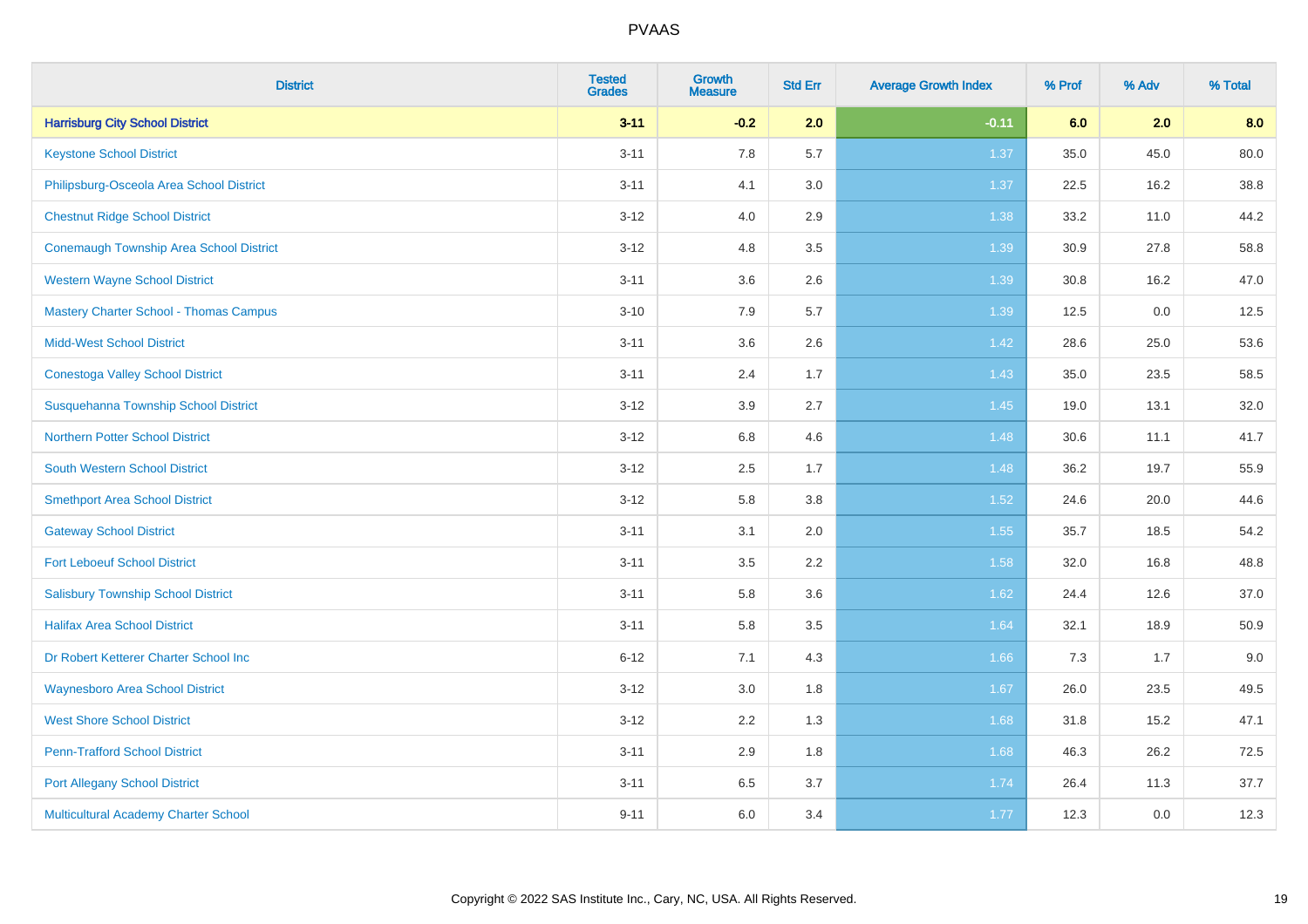# PVAAS

| District | Tested Grades | Growth Measure | Std Err | Average Growth Index | % Prof | % Adv | % Total |
|---|---|---|---|---|---|---|---|
| **Harrisburg City School District** | **3-11** | **-0.2** | **2.0** | **-0.11** | **6.0** | **2.0** | **8.0** |
| Keystone School District | 3-11 | 7.8 | 5.7 | 1.37 | 35.0 | 45.0 | 80.0 |
| Philipsburg-Osceola Area School District | 3-11 | 4.1 | 3.0 | 1.37 | 22.5 | 16.2 | 38.8 |
| Chestnut Ridge School District | 3-12 | 4.0 | 2.9 | 1.38 | 33.2 | 11.0 | 44.2 |
| Conemaugh Township Area School District | 3-12 | 4.8 | 3.5 | 1.39 | 30.9 | 27.8 | 58.8 |
| Western Wayne School District | 3-11 | 3.6 | 2.6 | 1.39 | 30.8 | 16.2 | 47.0 |
| Mastery Charter School - Thomas Campus | 3-10 | 7.9 | 5.7 | 1.39 | 12.5 | 0.0 | 12.5 |
| Midd-West School District | 3-11 | 3.6 | 2.6 | 1.42 | 28.6 | 25.0 | 53.6 |
| Conestoga Valley School District | 3-11 | 2.4 | 1.7 | 1.43 | 35.0 | 23.5 | 58.5 |
| Susquehanna Township School District | 3-12 | 3.9 | 2.7 | 1.45 | 19.0 | 13.1 | 32.0 |
| Northern Potter School District | 3-12 | 6.8 | 4.6 | 1.48 | 30.6 | 11.1 | 41.7 |
| South Western School District | 3-12 | 2.5 | 1.7 | 1.48 | 36.2 | 19.7 | 55.9 |
| Smethport Area School District | 3-12 | 5.8 | 3.8 | 1.52 | 24.6 | 20.0 | 44.6 |
| Gateway School District | 3-11 | 3.1 | 2.0 | 1.55 | 35.7 | 18.5 | 54.2 |
| Fort Leboeuf School District | 3-11 | 3.5 | 2.2 | 1.58 | 32.0 | 16.8 | 48.8 |
| Salisbury Township School District | 3-11 | 5.8 | 3.6 | 1.62 | 24.4 | 12.6 | 37.0 |
| Halifax Area School District | 3-11 | 5.8 | 3.5 | 1.64 | 32.1 | 18.9 | 50.9 |
| Dr Robert Ketterer Charter School Inc | 6-12 | 7.1 | 4.3 | 1.66 | 7.3 | 1.7 | 9.0 |
| Waynesboro Area School District | 3-12 | 3.0 | 1.8 | 1.67 | 26.0 | 23.5 | 49.5 |
| West Shore School District | 3-12 | 2.2 | 1.3 | 1.68 | 31.8 | 15.2 | 47.1 |
| Penn-Trafford School District | 3-11 | 2.9 | 1.8 | 1.68 | 46.3 | 26.2 | 72.5 |
| Port Allegany School District | 3-11 | 6.5 | 3.7 | 1.74 | 26.4 | 11.3 | 37.7 |
| Multicultural Academy Charter School | 9-11 | 6.0 | 3.4 | 1.77 | 12.3 | 0.0 | 12.3 |

Copyright © 2022 SAS Institute Inc., Cary, NC, USA. All Rights Reserved.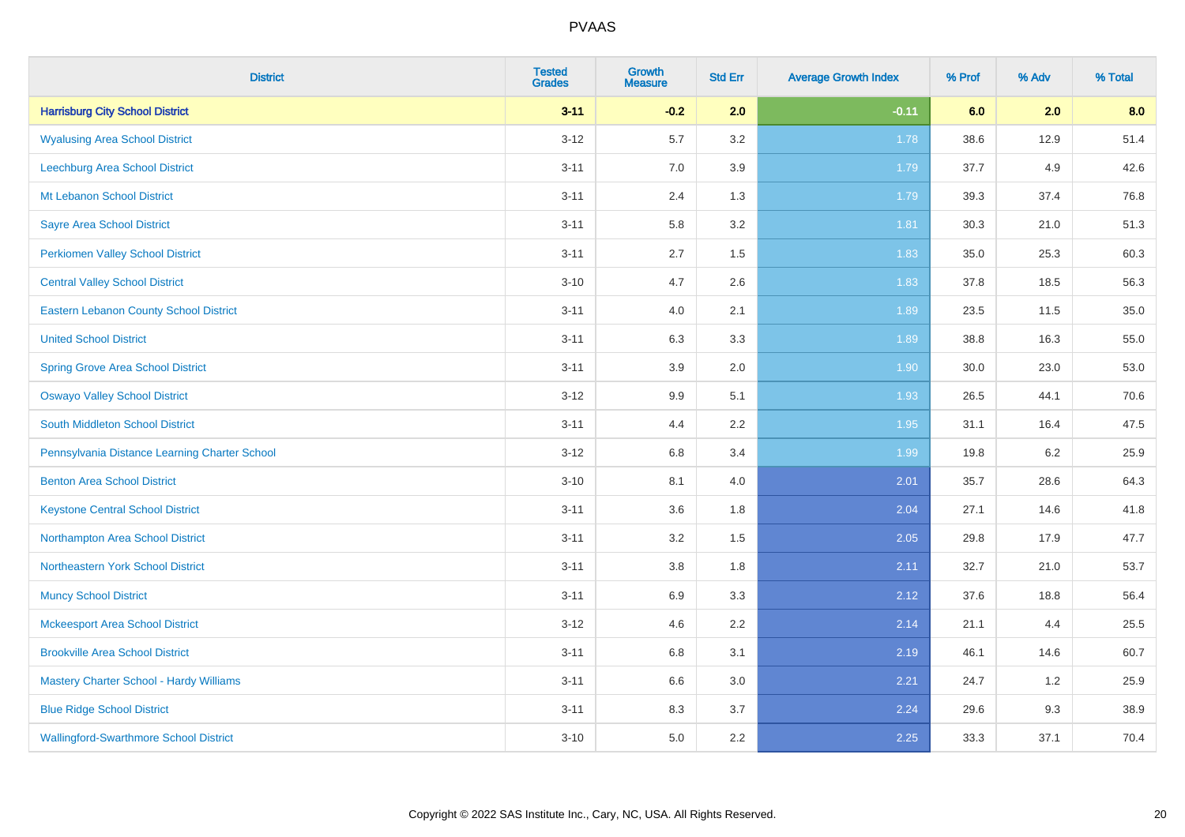| District | Tested Grades | Growth Measure | Std Err | Average Growth Index | % Prof | % Adv | % Total |
|---|---|---|---|---|---|---|---|
| **Harrisburg City School District** | **3-11** | **-0.2** | **2.0** | **-0.11** | **6.0** | **2.0** | **8.0** |
| Wyalusing Area School District | 3-12 | 5.7 | 3.2 | 1.78 | 38.6 | 12.9 | 51.4 |
| Leechburg Area School District | 3-11 | 7.0 | 3.9 | 1.79 | 37.7 | 4.9 | 42.6 |
| Mt Lebanon School District | 3-11 | 2.4 | 1.3 | 1.79 | 39.3 | 37.4 | 76.8 |
| Sayre Area School District | 3-11 | 5.8 | 3.2 | 1.81 | 30.3 | 21.0 | 51.3 |
| Perkiomen Valley School District | 3-11 | 2.7 | 1.5 | 1.83 | 35.0 | 25.3 | 60.3 |
| Central Valley School District | 3-10 | 4.7 | 2.6 | 1.83 | 37.8 | 18.5 | 56.3 |
| Eastern Lebanon County School District | 3-11 | 4.0 | 2.1 | 1.89 | 23.5 | 11.5 | 35.0 |
| United School District | 3-11 | 6.3 | 3.3 | 1.89 | 38.8 | 16.3 | 55.0 |
| Spring Grove Area School District | 3-11 | 3.9 | 2.0 | 1.90 | 30.0 | 23.0 | 53.0 |
| Oswayo Valley School District | 3-12 | 9.9 | 5.1 | 1.93 | 26.5 | 44.1 | 70.6 |
| South Middleton School District | 3-11 | 4.4 | 2.2 | 1.95 | 31.1 | 16.4 | 47.5 |
| Pennsylvania Distance Learning Charter School | 3-12 | 6.8 | 3.4 | 1.99 | 19.8 | 6.2 | 25.9 |
| Benton Area School District | 3-10 | 8.1 | 4.0 | 2.01 | 35.7 | 28.6 | 64.3 |
| Keystone Central School District | 3-11 | 3.6 | 1.8 | 2.04 | 27.1 | 14.6 | 41.8 |
| Northampton Area School District | 3-11 | 3.2 | 1.5 | 2.05 | 29.8 | 17.9 | 47.7 |
| Northeastern York School District | 3-11 | 3.8 | 1.8 | 2.11 | 32.7 | 21.0 | 53.7 |
| Muncy School District | 3-11 | 6.9 | 3.3 | 2.12 | 37.6 | 18.8 | 56.4 |
| Mckeesport Area School District | 3-12 | 4.6 | 2.2 | 2.14 | 21.1 | 4.4 | 25.5 |
| Brookville Area School District | 3-11 | 6.8 | 3.1 | 2.19 | 46.1 | 14.6 | 60.7 |
| Mastery Charter School - Hardy Williams | 3-11 | 6.6 | 3.0 | 2.21 | 24.7 | 1.2 | 25.9 |
| Blue Ridge School District | 3-11 | 8.3 | 3.7 | 2.24 | 29.6 | 9.3 | 38.9 |
| Wallingford-Swarthmore School District | 3-10 | 5.0 | 2.2 | 2.25 | 33.3 | 37.1 | 70.4 |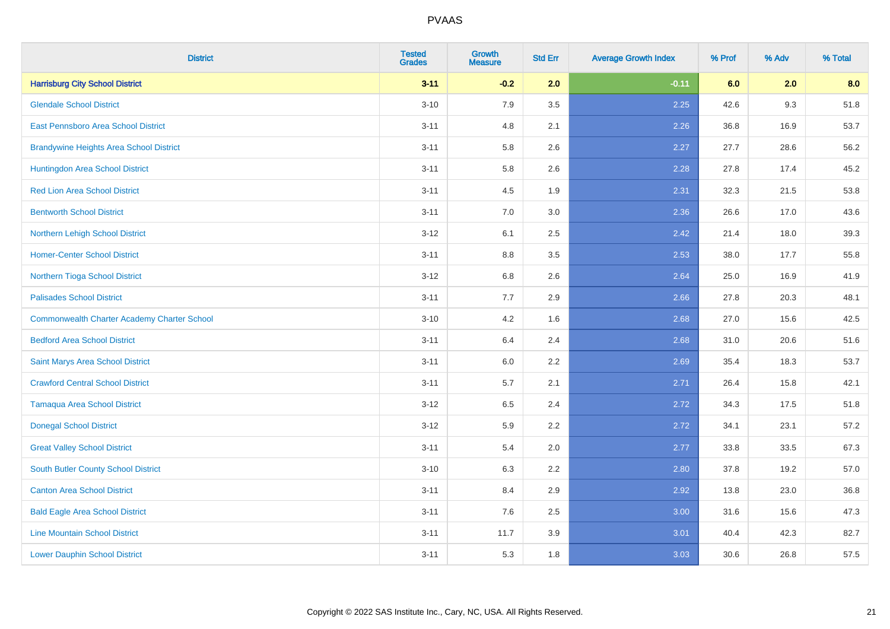PVAAS

| District | Tested Grades | Growth Measure | Std Err | Average Growth Index | % Prof | % Adv | % Total |
|---|---|---|---|---|---|---|---|
| **Harrisburg City School District** | **3-11** | **-0.2** | **2.0** | **-0.11** | **6.0** | **2.0** | **8.0** |
| Glendale School District | 3-10 | 7.9 | 3.5 | 2.25 | 42.6 | 9.3 | 51.8 |
| East Pennsboro Area School District | 3-11 | 4.8 | 2.1 | 2.26 | 36.8 | 16.9 | 53.7 |
| Brandywine Heights Area School District | 3-11 | 5.8 | 2.6 | 2.27 | 27.7 | 28.6 | 56.2 |
| Huntingdon Area School District | 3-11 | 5.8 | 2.6 | 2.28 | 27.8 | 17.4 | 45.2 |
| Red Lion Area School District | 3-11 | 4.5 | 1.9 | 2.31 | 32.3 | 21.5 | 53.8 |
| Bentworth School District | 3-11 | 7.0 | 3.0 | 2.36 | 26.6 | 17.0 | 43.6 |
| Northern Lehigh School District | 3-12 | 6.1 | 2.5 | 2.42 | 21.4 | 18.0 | 39.3 |
| Homer-Center School District | 3-11 | 8.8 | 3.5 | 2.53 | 38.0 | 17.7 | 55.8 |
| Northern Tioga School District | 3-12 | 6.8 | 2.6 | 2.64 | 25.0 | 16.9 | 41.9 |
| Palisades School District | 3-11 | 7.7 | 2.9 | 2.66 | 27.8 | 20.3 | 48.1 |
| Commonwealth Charter Academy Charter School | 3-10 | 4.2 | 1.6 | 2.68 | 27.0 | 15.6 | 42.5 |
| Bedford Area School District | 3-11 | 6.4 | 2.4 | 2.68 | 31.0 | 20.6 | 51.6 |
| Saint Marys Area School District | 3-11 | 6.0 | 2.2 | 2.69 | 35.4 | 18.3 | 53.7 |
| Crawford Central School District | 3-11 | 5.7 | 2.1 | 2.71 | 26.4 | 15.8 | 42.1 |
| Tamaqua Area School District | 3-12 | 6.5 | 2.4 | 2.72 | 34.3 | 17.5 | 51.8 |
| Donegal School District | 3-12 | 5.9 | 2.2 | 2.72 | 34.1 | 23.1 | 57.2 |
| Great Valley School District | 3-11 | 5.4 | 2.0 | 2.77 | 33.8 | 33.5 | 67.3 |
| South Butler County School District | 3-10 | 6.3 | 2.2 | 2.80 | 37.8 | 19.2 | 57.0 |
| Canton Area School District | 3-11 | 8.4 | 2.9 | 2.92 | 13.8 | 23.0 | 36.8 |
| Bald Eagle Area School District | 3-11 | 7.6 | 2.5 | 3.00 | 31.6 | 15.6 | 47.3 |
| Line Mountain School District | 3-11 | 11.7 | 3.9 | 3.01 | 40.4 | 42.3 | 82.7 |
| Lower Dauphin School District | 3-11 | 5.3 | 1.8 | 3.03 | 30.6 | 26.8 | 57.5 |

Copyright © 2022 SAS Institute Inc., Cary, NC, USA. All Rights Reserved.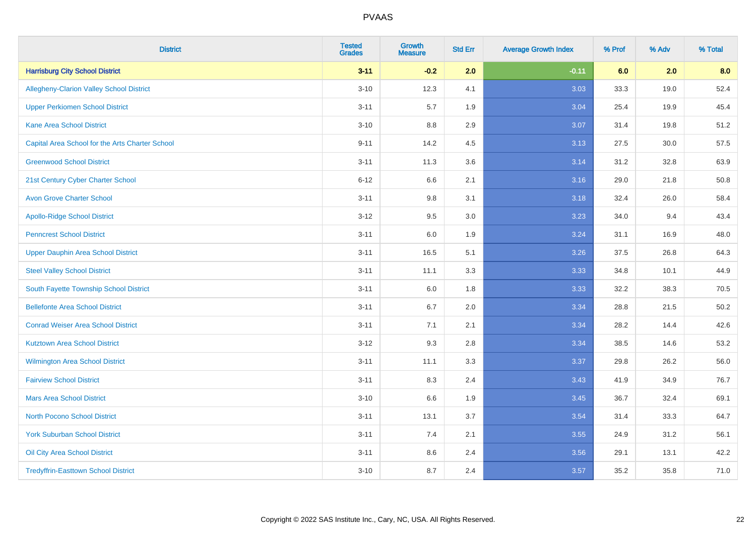# PVAAS

| District | Tested Grades | Growth Measure | Std Err | Average Growth Index | % Prof | % Adv | % Total |
|---|---|---|---|---|---|---|---|
| **Harrisburg City School District** | **3-11** | **-0.2** | **2.0** | **-0.11** | **6.0** | **2.0** | **8.0** |
| Allegheny-Clarion Valley School District | 3-10 | 12.3 | 4.1 | 3.03 | 33.3 | 19.0 | 52.4 |
| Upper Perkiomen School District | 3-11 | 5.7 | 1.9 | 3.04 | 25.4 | 19.9 | 45.4 |
| Kane Area School District | 3-10 | 8.8 | 2.9 | 3.07 | 31.4 | 19.8 | 51.2 |
| Capital Area School for the Arts Charter School | 9-11 | 14.2 | 4.5 | 3.13 | 27.5 | 30.0 | 57.5 |
| Greenwood School District | 3-11 | 11.3 | 3.6 | 3.14 | 31.2 | 32.8 | 63.9 |
| 21st Century Cyber Charter School | 6-12 | 6.6 | 2.1 | 3.16 | 29.0 | 21.8 | 50.8 |
| Avon Grove Charter School | 3-11 | 9.8 | 3.1 | 3.18 | 32.4 | 26.0 | 58.4 |
| Apollo-Ridge School District | 3-12 | 9.5 | 3.0 | 3.23 | 34.0 | 9.4 | 43.4 |
| Penncrest School District | 3-11 | 6.0 | 1.9 | 3.24 | 31.1 | 16.9 | 48.0 |
| Upper Dauphin Area School District | 3-11 | 16.5 | 5.1 | 3.26 | 37.5 | 26.8 | 64.3 |
| Steel Valley School District | 3-11 | 11.1 | 3.3 | 3.33 | 34.8 | 10.1 | 44.9 |
| South Fayette Township School District | 3-11 | 6.0 | 1.8 | 3.33 | 32.2 | 38.3 | 70.5 |
| Bellefonte Area School District | 3-11 | 6.7 | 2.0 | 3.34 | 28.8 | 21.5 | 50.2 |
| Conrad Weiser Area School District | 3-11 | 7.1 | 2.1 | 3.34 | 28.2 | 14.4 | 42.6 |
| Kutztown Area School District | 3-12 | 9.3 | 2.8 | 3.34 | 38.5 | 14.6 | 53.2 |
| Wilmington Area School District | 3-11 | 11.1 | 3.3 | 3.37 | 29.8 | 26.2 | 56.0 |
| Fairview School District | 3-11 | 8.3 | 2.4 | 3.43 | 41.9 | 34.9 | 76.7 |
| Mars Area School District | 3-10 | 6.6 | 1.9 | 3.45 | 36.7 | 32.4 | 69.1 |
| North Pocono School District | 3-11 | 13.1 | 3.7 | 3.54 | 31.4 | 33.3 | 64.7 |
| York Suburban School District | 3-11 | 7.4 | 2.1 | 3.55 | 24.9 | 31.2 | 56.1 |
| Oil City Area School District | 3-11 | 8.6 | 2.4 | 3.56 | 29.1 | 13.1 | 42.2 |
| Tredyffrin-Easttown School District | 3-10 | 8.7 | 2.4 | 3.57 | 35.2 | 35.8 | 71.0 |

Copyright © 2022 SAS Institute Inc., Cary, NC, USA. All Rights Reserved.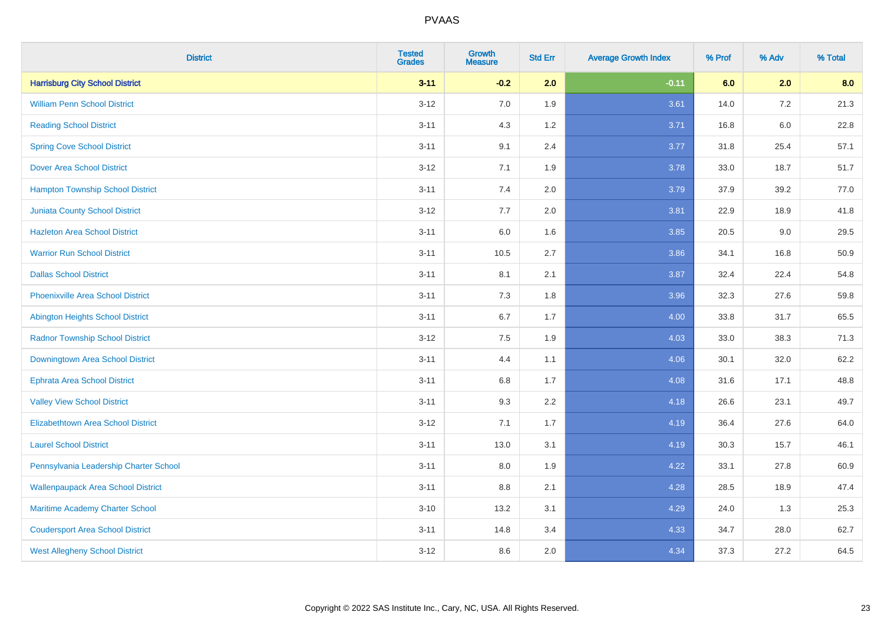# PVAAS

| District | Tested Grades | Growth Measure | Std Err | Average Growth Index | % Prof | % Adv | % Total |
|---|---|---|---|---|---|---|---|
| **Harrisburg City School District** | **3-11** | **-0.2** | **2.0** | **-0.11** | **6.0** | **2.0** | **8.0** |
| William Penn School District | 3-12 | 7.0 | 1.9 | 3.61 | 14.0 | 7.2 | 21.3 |
| Reading School District | 3-11 | 4.3 | 1.2 | 3.71 | 16.8 | 6.0 | 22.8 |
| Spring Cove School District | 3-11 | 9.1 | 2.4 | 3.77 | 31.8 | 25.4 | 57.1 |
| Dover Area School District | 3-12 | 7.1 | 1.9 | 3.78 | 33.0 | 18.7 | 51.7 |
| Hampton Township School District | 3-11 | 7.4 | 2.0 | 3.79 | 37.9 | 39.2 | 77.0 |
| Juniata County School District | 3-12 | 7.7 | 2.0 | 3.81 | 22.9 | 18.9 | 41.8 |
| Hazleton Area School District | 3-11 | 6.0 | 1.6 | 3.85 | 20.5 | 9.0 | 29.5 |
| Warrior Run School District | 3-11 | 10.5 | 2.7 | 3.86 | 34.1 | 16.8 | 50.9 |
| Dallas School District | 3-11 | 8.1 | 2.1 | 3.87 | 32.4 | 22.4 | 54.8 |
| Phoenixville Area School District | 3-11 | 7.3 | 1.8 | 3.96 | 32.3 | 27.6 | 59.8 |
| Abington Heights School District | 3-11 | 6.7 | 1.7 | 4.00 | 33.8 | 31.7 | 65.5 |
| Radnor Township School District | 3-12 | 7.5 | 1.9 | 4.03 | 33.0 | 38.3 | 71.3 |
| Downingtown Area School District | 3-11 | 4.4 | 1.1 | 4.06 | 30.1 | 32.0 | 62.2 |
| Ephrata Area School District | 3-11 | 6.8 | 1.7 | 4.08 | 31.6 | 17.1 | 48.8 |
| Valley View School District | 3-11 | 9.3 | 2.2 | 4.18 | 26.6 | 23.1 | 49.7 |
| Elizabethtown Area School District | 3-12 | 7.1 | 1.7 | 4.19 | 36.4 | 27.6 | 64.0 |
| Laurel School District | 3-11 | 13.0 | 3.1 | 4.19 | 30.3 | 15.7 | 46.1 |
| Pennsylvania Leadership Charter School | 3-11 | 8.0 | 1.9 | 4.22 | 33.1 | 27.8 | 60.9 |
| Wallenpaupack Area School District | 3-11 | 8.8 | 2.1 | 4.28 | 28.5 | 18.9 | 47.4 |
| Maritime Academy Charter School | 3-10 | 13.2 | 3.1 | 4.29 | 24.0 | 1.3 | 25.3 |
| Coudersport Area School District | 3-11 | 14.8 | 3.4 | 4.33 | 34.7 | 28.0 | 62.7 |
| West Allegheny School District | 3-12 | 8.6 | 2.0 | 4.34 | 37.3 | 27.2 | 64.5 |

Copyright © 2022 SAS Institute Inc., Cary, NC, USA. All Rights Reserved.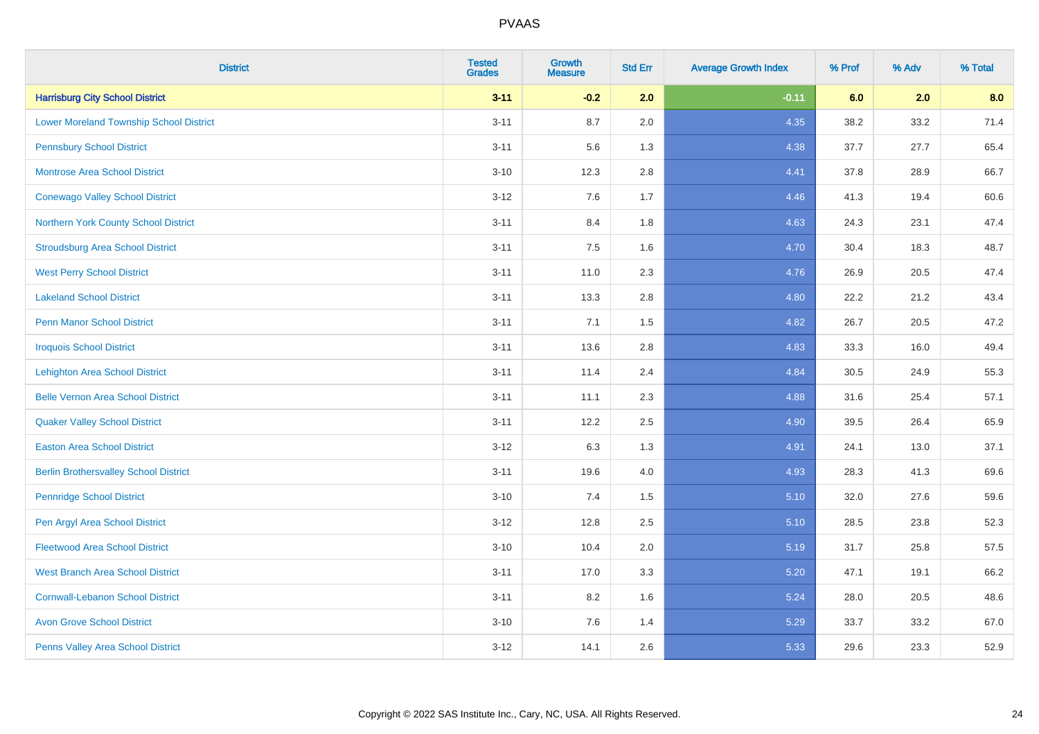# PVAAS

| District | Tested Grades | Growth Measure | Std Err | Average Growth Index | % Prof | % Adv | % Total |
|---|---|---|---|---|---|---|---|
| **Harrisburg City School District** | **3-11** | **-0.2** | **2.0** | **-0.11** | **6.0** | **2.0** | **8.0** |
| Lower Moreland Township School District | 3-11 | 8.7 | 2.0 | 4.35 | 38.2 | 33.2 | 71.4 |
| Pennsbury School District | 3-11 | 5.6 | 1.3 | 4.38 | 37.7 | 27.7 | 65.4 |
| Montrose Area School District | 3-10 | 12.3 | 2.8 | 4.41 | 37.8 | 28.9 | 66.7 |
| Conewago Valley School District | 3-12 | 7.6 | 1.7 | 4.46 | 41.3 | 19.4 | 60.6 |
| Northern York County School District | 3-11 | 8.4 | 1.8 | 4.63 | 24.3 | 23.1 | 47.4 |
| Stroudsburg Area School District | 3-11 | 7.5 | 1.6 | 4.70 | 30.4 | 18.3 | 48.7 |
| West Perry School District | 3-11 | 11.0 | 2.3 | 4.76 | 26.9 | 20.5 | 47.4 |
| Lakeland School District | 3-11 | 13.3 | 2.8 | 4.80 | 22.2 | 21.2 | 43.4 |
| Penn Manor School District | 3-11 | 7.1 | 1.5 | 4.82 | 26.7 | 20.5 | 47.2 |
| Iroquois School District | 3-11 | 13.6 | 2.8 | 4.83 | 33.3 | 16.0 | 49.4 |
| Lehighton Area School District | 3-11 | 11.4 | 2.4 | 4.84 | 30.5 | 24.9 | 55.3 |
| Belle Vernon Area School District | 3-11 | 11.1 | 2.3 | 4.88 | 31.6 | 25.4 | 57.1 |
| Quaker Valley School District | 3-11 | 12.2 | 2.5 | 4.90 | 39.5 | 26.4 | 65.9 |
| Easton Area School District | 3-12 | 6.3 | 1.3 | 4.91 | 24.1 | 13.0 | 37.1 |
| Berlin Brothersvalley School District | 3-11 | 19.6 | 4.0 | 4.93 | 28.3 | 41.3 | 69.6 |
| Pennridge School District | 3-10 | 7.4 | 1.5 | 5.10 | 32.0 | 27.6 | 59.6 |
| Pen Argyl Area School District | 3-12 | 12.8 | 2.5 | 5.10 | 28.5 | 23.8 | 52.3 |
| Fleetwood Area School District | 3-10 | 10.4 | 2.0 | 5.19 | 31.7 | 25.8 | 57.5 |
| West Branch Area School District | 3-11 | 17.0 | 3.3 | 5.20 | 47.1 | 19.1 | 66.2 |
| Cornwall-Lebanon School District | 3-11 | 8.2 | 1.6 | 5.24 | 28.0 | 20.5 | 48.6 |
| Avon Grove School District | 3-10 | 7.6 | 1.4 | 5.29 | 33.7 | 33.2 | 67.0 |
| Penns Valley Area School District | 3-12 | 14.1 | 2.6 | 5.33 | 29.6 | 23.3 | 52.9 |

Copyright © 2022 SAS Institute Inc., Cary, NC, USA. All Rights Reserved.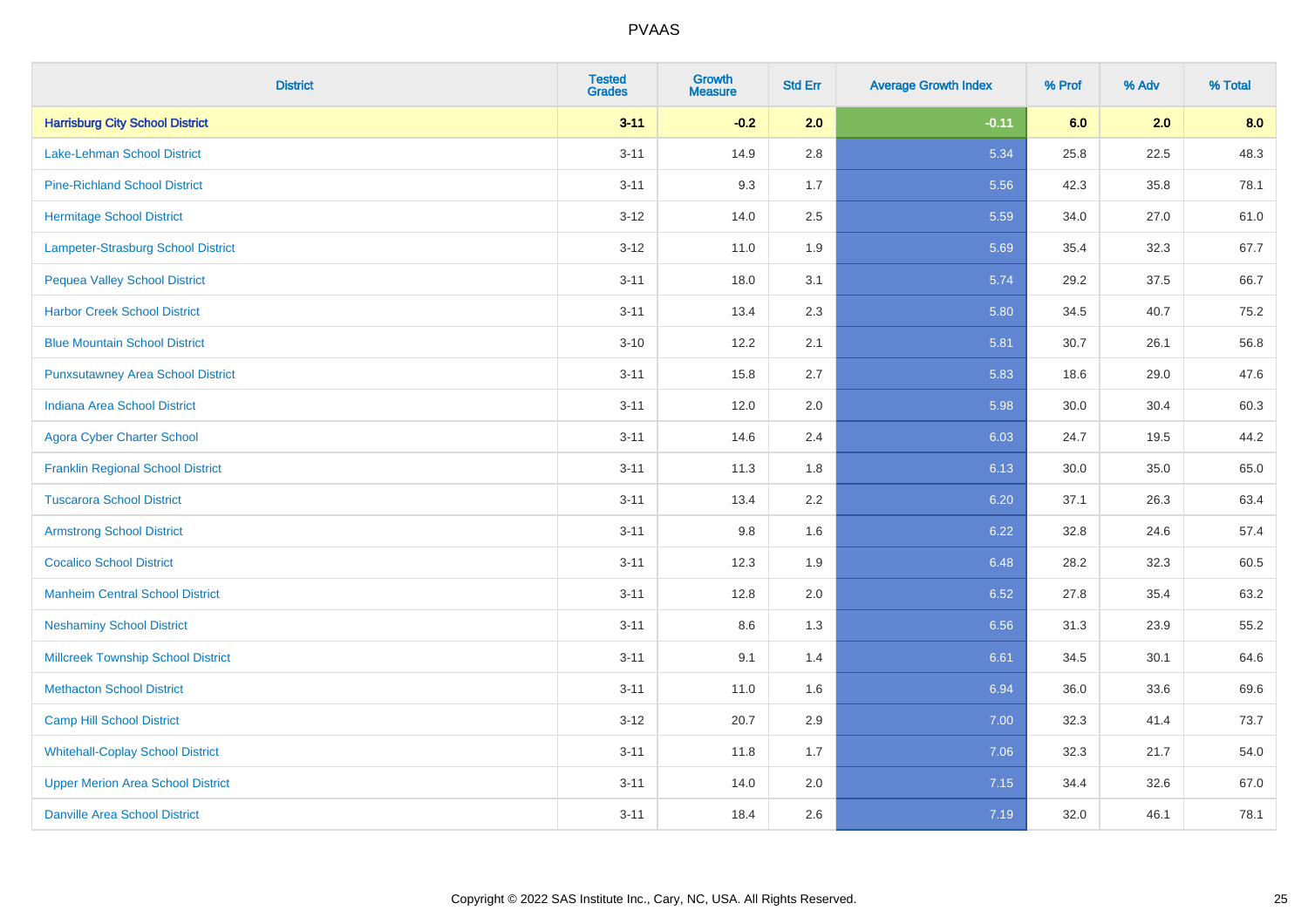# PVAAS

| District | Tested Grades | Growth Measure | Std Err | Average Growth Index | % Prof | % Adv | % Total |
|---|---|---|---|---|---|---|---|
| **Harrisburg City School District** | **3-11** | **-0.2** | **2.0** | **-0.11** | **6.0** | **2.0** | **8.0** |
| Lake-Lehman School District | 3-11 | 14.9 | 2.8 | 5.34 | 25.8 | 22.5 | 48.3 |
| Pine-Richland School District | 3-11 | 9.3 | 1.7 | 5.56 | 42.3 | 35.8 | 78.1 |
| Hermitage School District | 3-12 | 14.0 | 2.5 | 5.59 | 34.0 | 27.0 | 61.0 |
| Lampeter-Strasburg School District | 3-12 | 11.0 | 1.9 | 5.69 | 35.4 | 32.3 | 67.7 |
| Pequea Valley School District | 3-11 | 18.0 | 3.1 | 5.74 | 29.2 | 37.5 | 66.7 |
| Harbor Creek School District | 3-11 | 13.4 | 2.3 | 5.80 | 34.5 | 40.7 | 75.2 |
| Blue Mountain School District | 3-10 | 12.2 | 2.1 | 5.81 | 30.7 | 26.1 | 56.8 |
| Punxsutawney Area School District | 3-11 | 15.8 | 2.7 | 5.83 | 18.6 | 29.0 | 47.6 |
| Indiana Area School District | 3-11 | 12.0 | 2.0 | 5.98 | 30.0 | 30.4 | 60.3 |
| Agora Cyber Charter School | 3-11 | 14.6 | 2.4 | 6.03 | 24.7 | 19.5 | 44.2 |
| Franklin Regional School District | 3-11 | 11.3 | 1.8 | 6.13 | 30.0 | 35.0 | 65.0 |
| Tuscarora School District | 3-11 | 13.4 | 2.2 | 6.20 | 37.1 | 26.3 | 63.4 |
| Armstrong School District | 3-11 | 9.8 | 1.6 | 6.22 | 32.8 | 24.6 | 57.4 |
| Cocalico School District | 3-11 | 12.3 | 1.9 | 6.48 | 28.2 | 32.3 | 60.5 |
| Manheim Central School District | 3-11 | 12.8 | 2.0 | 6.52 | 27.8 | 35.4 | 63.2 |
| Neshaminy School District | 3-11 | 8.6 | 1.3 | 6.56 | 31.3 | 23.9 | 55.2 |
| Millcreek Township School District | 3-11 | 9.1 | 1.4 | 6.61 | 34.5 | 30.1 | 64.6 |
| Methacton School District | 3-11 | 11.0 | 1.6 | 6.94 | 36.0 | 33.6 | 69.6 |
| Camp Hill School District | 3-12 | 20.7 | 2.9 | 7.00 | 32.3 | 41.4 | 73.7 |
| Whitehall-Coplay School District | 3-11 | 11.8 | 1.7 | 7.06 | 32.3 | 21.7 | 54.0 |
| Upper Merion Area School District | 3-11 | 14.0 | 2.0 | 7.15 | 34.4 | 32.6 | 67.0 |
| Danville Area School District | 3-11 | 18.4 | 2.6 | 7.19 | 32.0 | 46.1 | 78.1 |

Copyright © 2022 SAS Institute Inc., Cary, NC, USA. All Rights Reserved.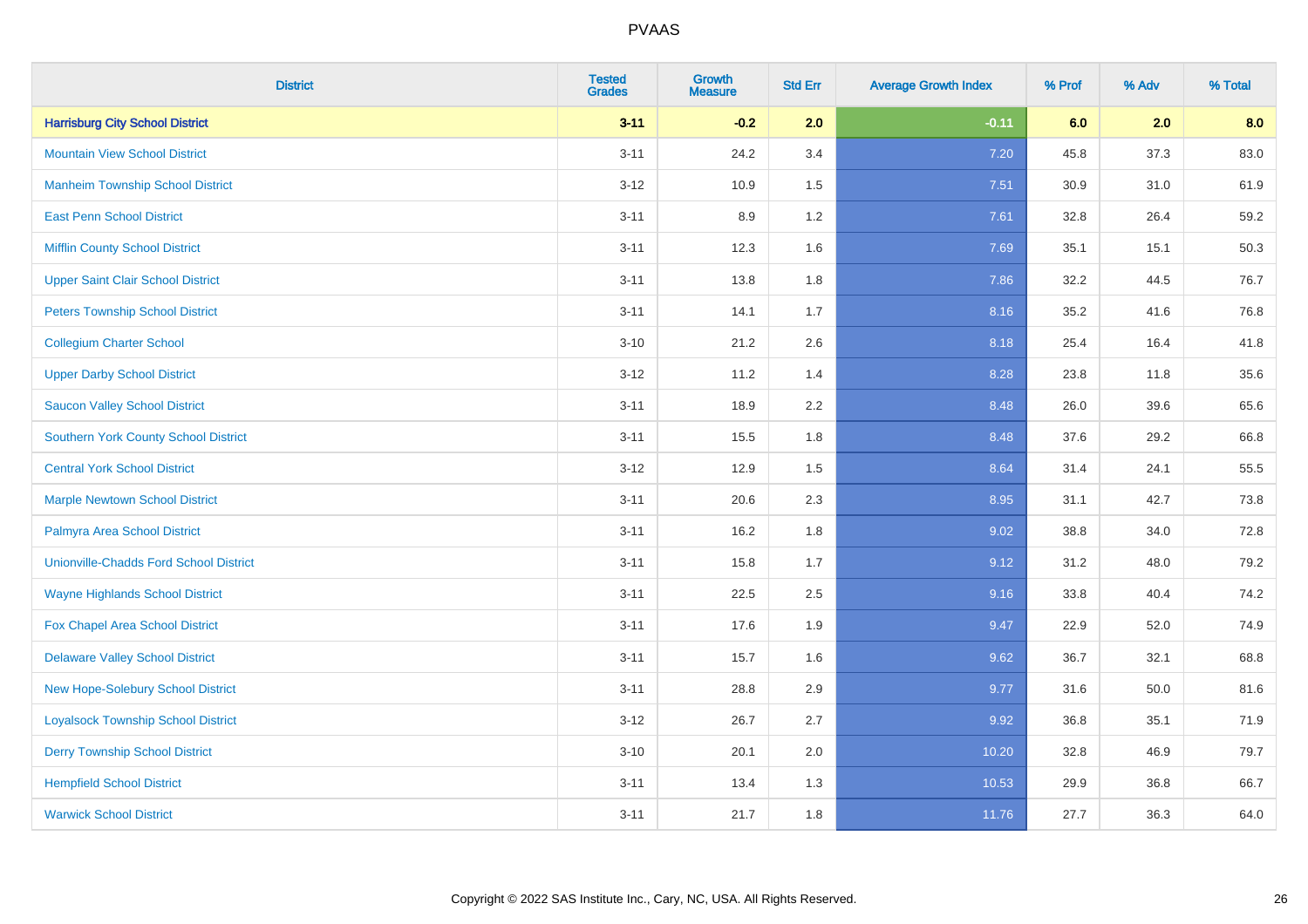# PVAAS

| District | Tested Grades | Growth Measure | Std Err | Average Growth Index | % Prof | % Adv | % Total |
|---|---|---|---|---|---|---|---|
| **Harrisburg City School District** | **3-11** | **-0.2** | **2.0** | **-0.11** | **6.0** | **2.0** | **8.0** |
| Mountain View School District | 3-11 | 24.2 | 3.4 | 7.20 | 45.8 | 37.3 | 83.0 |
| Manheim Township School District | 3-12 | 10.9 | 1.5 | 7.51 | 30.9 | 31.0 | 61.9 |
| East Penn School District | 3-11 | 8.9 | 1.2 | 7.61 | 32.8 | 26.4 | 59.2 |
| Mifflin County School District | 3-11 | 12.3 | 1.6 | 7.69 | 35.1 | 15.1 | 50.3 |
| Upper Saint Clair School District | 3-11 | 13.8 | 1.8 | 7.86 | 32.2 | 44.5 | 76.7 |
| Peters Township School District | 3-11 | 14.1 | 1.7 | 8.16 | 35.2 | 41.6 | 76.8 |
| Collegium Charter School | 3-10 | 21.2 | 2.6 | 8.18 | 25.4 | 16.4 | 41.8 |
| Upper Darby School District | 3-12 | 11.2 | 1.4 | 8.28 | 23.8 | 11.8 | 35.6 |
| Saucon Valley School District | 3-11 | 18.9 | 2.2 | 8.48 | 26.0 | 39.6 | 65.6 |
| Southern York County School District | 3-11 | 15.5 | 1.8 | 8.48 | 37.6 | 29.2 | 66.8 |
| Central York School District | 3-12 | 12.9 | 1.5 | 8.64 | 31.4 | 24.1 | 55.5 |
| Marple Newtown School District | 3-11 | 20.6 | 2.3 | 8.95 | 31.1 | 42.7 | 73.8 |
| Palmyra Area School District | 3-11 | 16.2 | 1.8 | 9.02 | 38.8 | 34.0 | 72.8 |
| Unionville-Chadds Ford School District | 3-11 | 15.8 | 1.7 | 9.12 | 31.2 | 48.0 | 79.2 |
| Wayne Highlands School District | 3-11 | 22.5 | 2.5 | 9.16 | 33.8 | 40.4 | 74.2 |
| Fox Chapel Area School District | 3-11 | 17.6 | 1.9 | 9.47 | 22.9 | 52.0 | 74.9 |
| Delaware Valley School District | 3-11 | 15.7 | 1.6 | 9.62 | 36.7 | 32.1 | 68.8 |
| New Hope-Solebury School District | 3-11 | 28.8 | 2.9 | 9.77 | 31.6 | 50.0 | 81.6 |
| Loyalsock Township School District | 3-12 | 26.7 | 2.7 | 9.92 | 36.8 | 35.1 | 71.9 |
| Derry Township School District | 3-10 | 20.1 | 2.0 | 10.20 | 32.8 | 46.9 | 79.7 |
| Hempfield School District | 3-11 | 13.4 | 1.3 | 10.53 | 29.9 | 36.8 | 66.7 |
| Warwick School District | 3-11 | 21.7 | 1.8 | 11.76 | 27.7 | 36.3 | 64.0 |

Copyright © 2022 SAS Institute Inc., Cary, NC, USA. All Rights Reserved.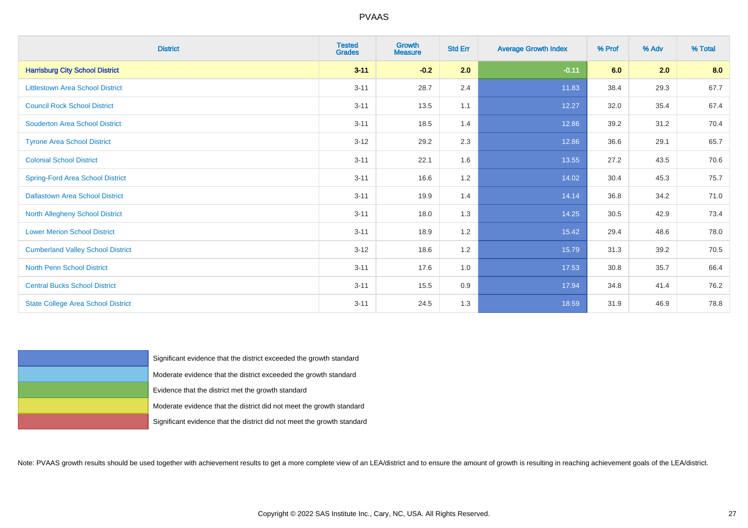PVAAS

| District | Tested Grades | Growth Measure | Std Err | Average Growth Index | % Prof | % Adv | % Total |
|---|---|---|---|---|---|---|---|
| **Harrisburg City School District** | **3-11** | **-0.2** | **2.0** | **-0.11** | **6.0** | **2.0** | **8.0** |
| Littlestown Area School District | 3-11 | 28.7 | 2.4 | 11.83 | 38.4 | 29.3 | 67.7 |
| Council Rock School District | 3-11 | 13.5 | 1.1 | 12.27 | 32.0 | 35.4 | 67.4 |
| Souderton Area School District | 3-11 | 18.5 | 1.4 | 12.86 | 39.2 | 31.2 | 70.4 |
| Tyrone Area School District | 3-12 | 29.2 | 2.3 | 12.86 | 36.6 | 29.1 | 65.7 |
| Colonial School District | 3-11 | 22.1 | 1.6 | 13.55 | 27.2 | 43.5 | 70.6 |
| Spring-Ford Area School District | 3-11 | 16.6 | 1.2 | 14.02 | 30.4 | 45.3 | 75.7 |
| Dallastown Area School District | 3-11 | 19.9 | 1.4 | 14.14 | 36.8 | 34.2 | 71.0 |
| North Allegheny School District | 3-11 | 18.0 | 1.3 | 14.25 | 30.5 | 42.9 | 73.4 |
| Lower Merion School District | 3-11 | 18.9 | 1.2 | 15.42 | 29.4 | 48.6 | 78.0 |
| Cumberland Valley School District | 3-12 | 18.6 | 1.2 | 15.79 | 31.3 | 39.2 | 70.5 |
| North Penn School District | 3-11 | 17.6 | 1.0 | 17.53 | 30.8 | 35.7 | 66.4 |
| Central Bucks School District | 3-11 | 15.5 | 0.9 | 17.94 | 34.8 | 41.4 | 76.2 |
| State College Area School District | 3-11 | 24.5 | 1.3 | 18.59 | 31.9 | 46.9 | 78.8 |

Significant evidence that the district exceeded the growth standard

Moderate evidence that the district exceeded the growth standard

Evidence that the district met the growth standard

Moderate evidence that the district did not meet the growth standard

Significant evidence that the district did not meet the growth standard

Note: PVAAS growth results should be used together with achievement results to get a more complete view of an LEA/district and to ensure the amount of growth is resulting in reaching achievement goals of the LEA/district.

Copyright © 2022 SAS Institute Inc., Cary, NC, USA. All Rights Reserved.